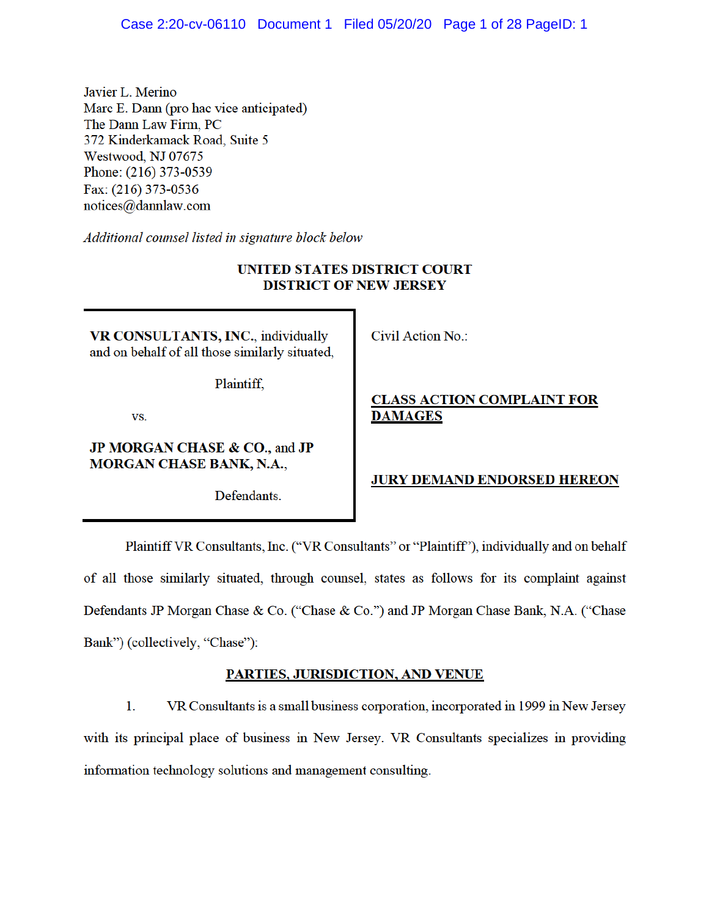Javier L. Merino
Marc E. Dann (pro hac vice anticipated)
The Dann Law Firm, PC
372 Kinderkamack Road, Suite 5
Westwood, NJ 07675
Phone: (216) 373-0539
Fax: (216) 373-0536
notices@dannlaw.com

*Additional counsel listed in signature block below*

**UNITED STATES DISTRICT COURT**
**DISTRICT OF NEW JERSEY**

| | |
|---|---|
| **VR CONSULTANTS, INC.**, individually and on behalf of all those similarly situated,<br><br>Plaintiff,<br><br>vs.<br><br>**JP MORGAN CHASE & CO.**, and **JP MORGAN CHASE BANK, N.A.**,<br><br>Defendants. | Civil Action No.:<br><br>**CLASS ACTION COMPLAINT FOR DAMAGES**<br><br>**JURY DEMAND ENDORSED HEREON** |

Plaintiff VR Consultants, Inc. ("VR Consultants" or "Plaintiff"), individually and on behalf of all those similarly situated, through counsel, states as follows for its complaint against Defendants JP Morgan Chase & Co. ("Chase & Co.") and JP Morgan Chase Bank, N.A. ("Chase Bank") (collectively, "Chase"):

## PARTIES, JURISDICTION, AND VENUE

1. VR Consultants is a small business corporation, incorporated in 1999 in New Jersey with its principal place of business in New Jersey. VR Consultants specializes in providing information technology solutions and management consulting.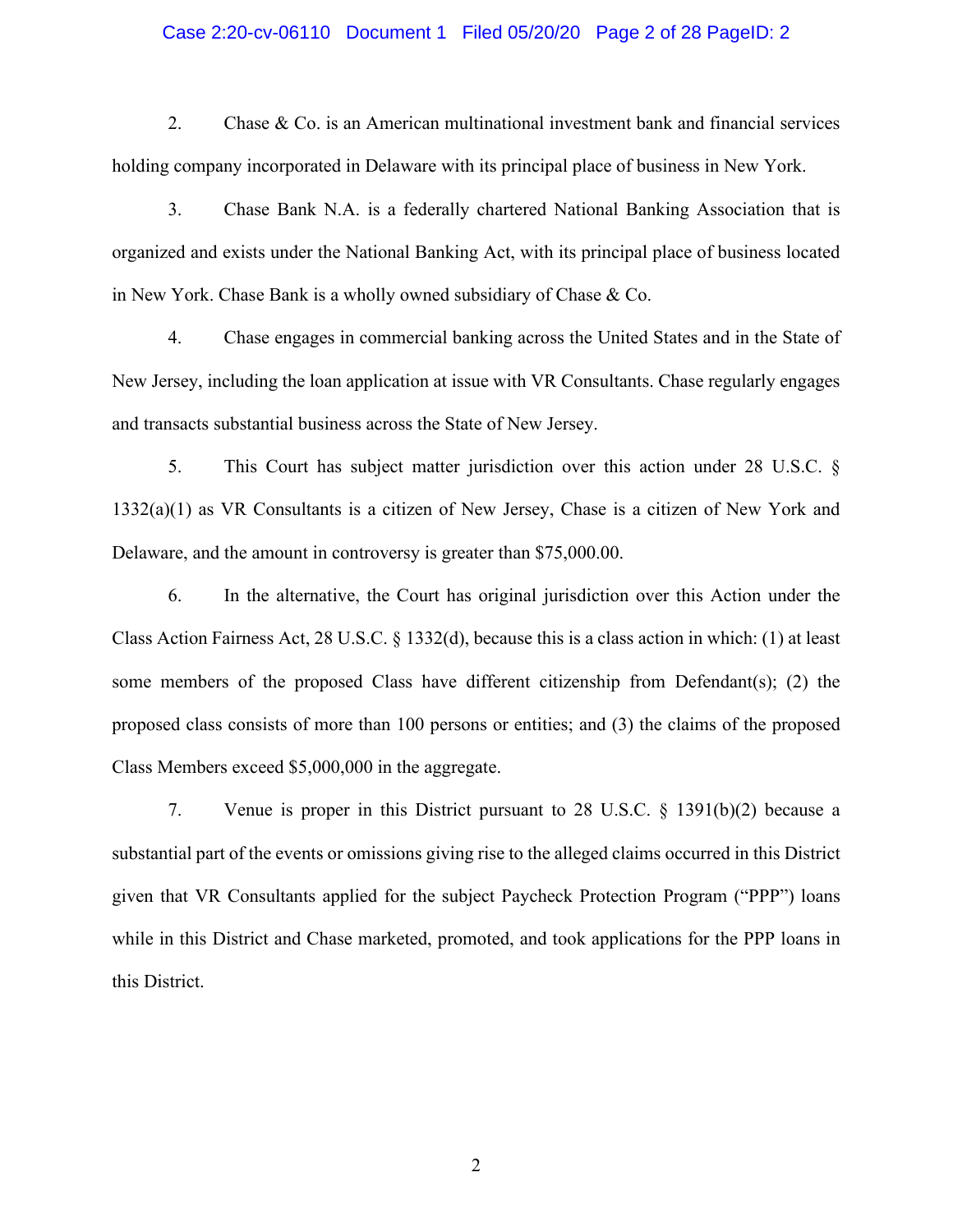2. Chase & Co. is an American multinational investment bank and financial services holding company incorporated in Delaware with its principal place of business in New York.

3. Chase Bank N.A. is a federally chartered National Banking Association that is organized and exists under the National Banking Act, with its principal place of business located in New York. Chase Bank is a wholly owned subsidiary of Chase & Co.

4. Chase engages in commercial banking across the United States and in the State of New Jersey, including the loan application at issue with VR Consultants. Chase regularly engages and transacts substantial business across the State of New Jersey.

5. This Court has subject matter jurisdiction over this action under 28 U.S.C. § 1332(a)(1) as VR Consultants is a citizen of New Jersey, Chase is a citizen of New York and Delaware, and the amount in controversy is greater than $75,000.00.

6. In the alternative, the Court has original jurisdiction over this Action under the Class Action Fairness Act, 28 U.S.C. § 1332(d), because this is a class action in which: (1) at least some members of the proposed Class have different citizenship from Defendant(s); (2) the proposed class consists of more than 100 persons or entities; and (3) the claims of the proposed Class Members exceed $5,000,000 in the aggregate.

7. Venue is proper in this District pursuant to 28 U.S.C. § 1391(b)(2) because a substantial part of the events or omissions giving rise to the alleged claims occurred in this District given that VR Consultants applied for the subject Paycheck Protection Program ("PPP") loans while in this District and Chase marketed, promoted, and took applications for the PPP loans in this District.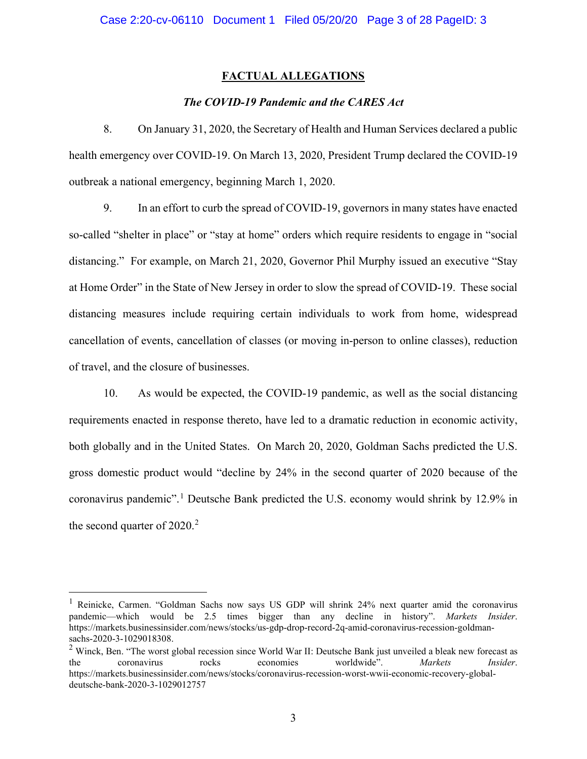## FACTUAL ALLEGATIONS

### *The COVID-19 Pandemic and the CARES Act*

8. On January 31, 2020, the Secretary of Health and Human Services declared a public health emergency over COVID-19. On March 13, 2020, President Trump declared the COVID-19 outbreak a national emergency, beginning March 1, 2020.

9. In an effort to curb the spread of COVID-19, governors in many states have enacted so-called "shelter in place" or "stay at home" orders which require residents to engage in "social distancing." For example, on March 21, 2020, Governor Phil Murphy issued an executive "Stay at Home Order" in the State of New Jersey in order to slow the spread of COVID-19. These social distancing measures include requiring certain individuals to work from home, widespread cancellation of events, cancellation of classes (or moving in-person to online classes), reduction of travel, and the closure of businesses.

10. As would be expected, the COVID-19 pandemic, as well as the social distancing requirements enacted in response thereto, have led to a dramatic reduction in economic activity, both globally and in the United States. On March 20, 2020, Goldman Sachs predicted the U.S. gross domestic product would "decline by 24% in the second quarter of 2020 because of the coronavirus pandemic".[1] Deutsche Bank predicted the U.S. economy would shrink by 12.9% in the second quarter of 2020.[2]

---

[1] Reinicke, Carmen. "Goldman Sachs now says US GDP will shrink 24% next quarter amid the coronavirus pandemic—which would be 2.5 times bigger than any decline in history". *Markets Insider*. https://markets.businessinsider.com/news/stocks/us-gdp-drop-record-2q-amid-coronavirus-recession-goldman-sachs-2020-3-1029018308.

[2] Winck, Ben. "The worst global recession since World War II: Deutsche Bank just unveiled a bleak new forecast as the coronavirus rocks economies worldwide". *Markets Insider*. https://markets.businessinsider.com/news/stocks/coronavirus-recession-worst-wwii-economic-recovery-global-deutsche-bank-2020-3-1029012757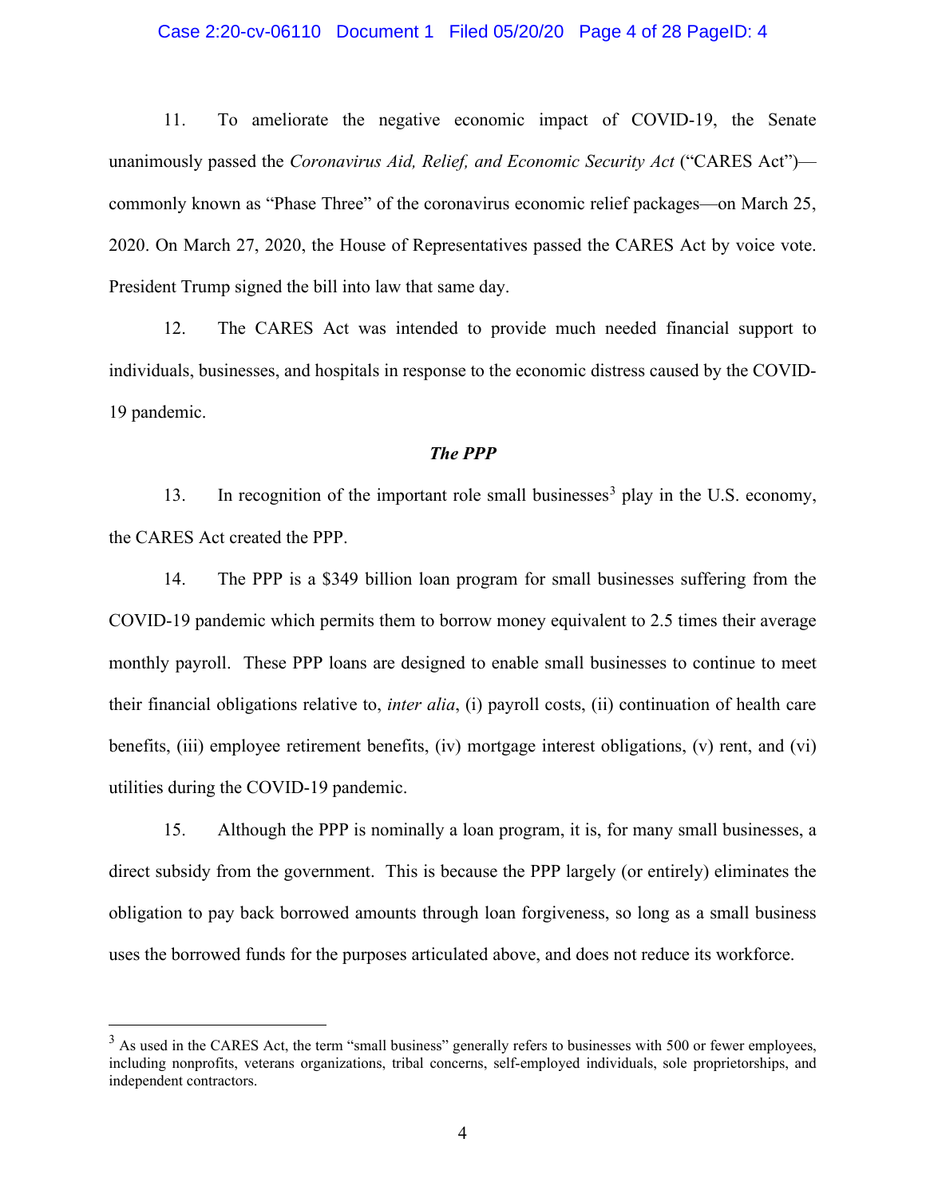11. To ameliorate the negative economic impact of COVID-19, the Senate unanimously passed the *Coronavirus Aid, Relief, and Economic Security Act* ("CARES Act")—commonly known as "Phase Three" of the coronavirus economic relief packages—on March 25, 2020. On March 27, 2020, the House of Representatives passed the CARES Act by voice vote. President Trump signed the bill into law that same day.

12. The CARES Act was intended to provide much needed financial support to individuals, businesses, and hospitals in response to the economic distress caused by the COVID-19 pandemic.

***The PPP***

13. In recognition of the important role small businesses[3] play in the U.S. economy, the CARES Act created the PPP.

14. The PPP is a $349 billion loan program for small businesses suffering from the COVID-19 pandemic which permits them to borrow money equivalent to 2.5 times their average monthly payroll. These PPP loans are designed to enable small businesses to continue to meet their financial obligations relative to, *inter alia*, (i) payroll costs, (ii) continuation of health care benefits, (iii) employee retirement benefits, (iv) mortgage interest obligations, (v) rent, and (vi) utilities during the COVID-19 pandemic.

15. Although the PPP is nominally a loan program, it is, for many small businesses, a direct subsidy from the government. This is because the PPP largely (or entirely) eliminates the obligation to pay back borrowed amounts through loan forgiveness, so long as a small business uses the borrowed funds for the purposes articulated above, and does not reduce its workforce.

---

[3] As used in the CARES Act, the term "small business" generally refers to businesses with 500 or fewer employees, including nonprofits, veterans organizations, tribal concerns, self-employed individuals, sole proprietorships, and independent contractors.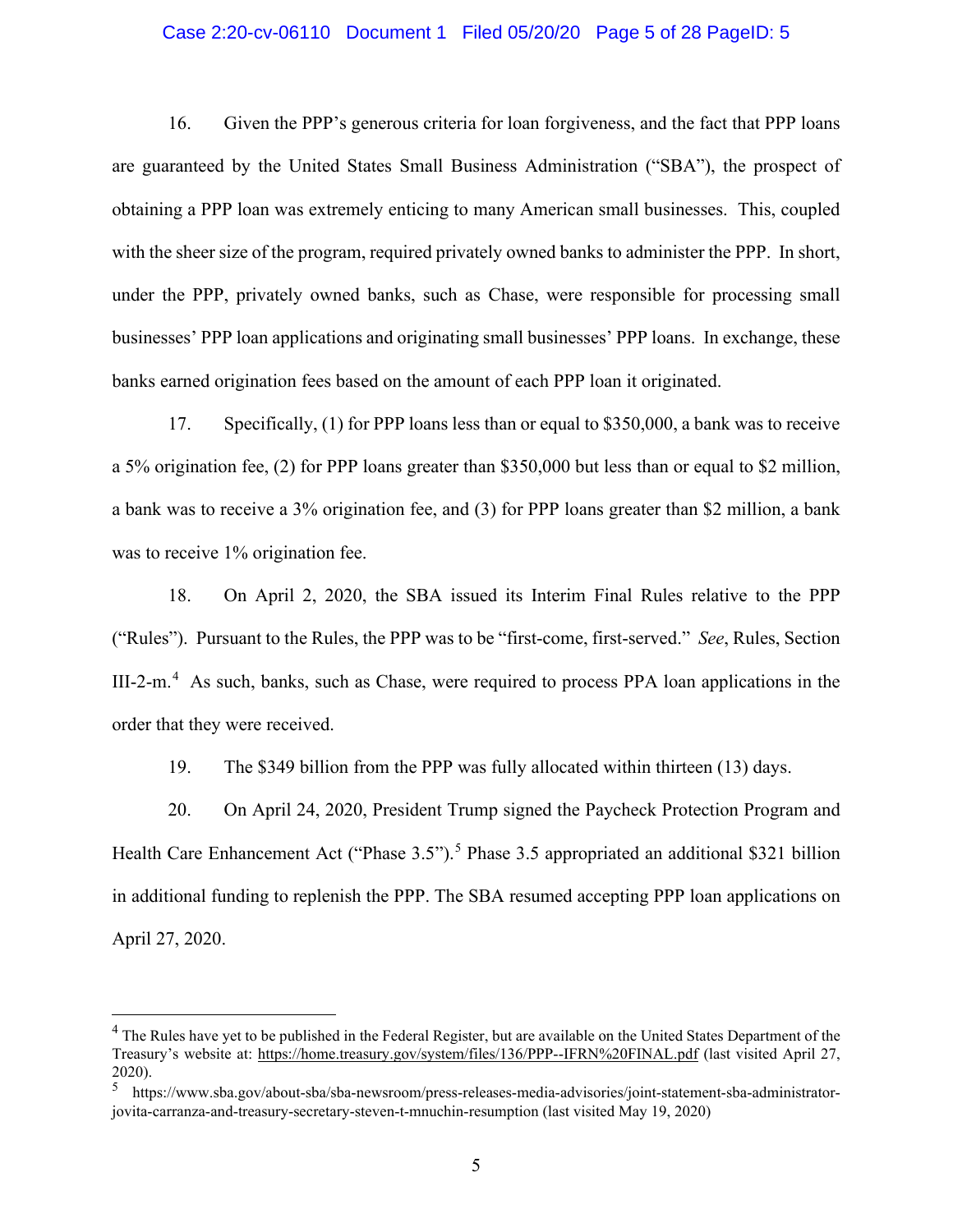16. Given the PPP's generous criteria for loan forgiveness, and the fact that PPP loans are guaranteed by the United States Small Business Administration ("SBA"), the prospect of obtaining a PPP loan was extremely enticing to many American small businesses. This, coupled with the sheer size of the program, required privately owned banks to administer the PPP. In short, under the PPP, privately owned banks, such as Chase, were responsible for processing small businesses' PPP loan applications and originating small businesses' PPP loans. In exchange, these banks earned origination fees based on the amount of each PPP loan it originated.

17. Specifically, (1) for PPP loans less than or equal to $350,000, a bank was to receive a 5% origination fee, (2) for PPP loans greater than $350,000 but less than or equal to $2 million, a bank was to receive a 3% origination fee, and (3) for PPP loans greater than $2 million, a bank was to receive 1% origination fee.

18. On April 2, 2020, the SBA issued its Interim Final Rules relative to the PPP ("Rules"). Pursuant to the Rules, the PPP was to be "first-come, first-served." *See*, Rules, Section III-2-m.[4] As such, banks, such as Chase, were required to process PPA loan applications in the order that they were received.

19. The $349 billion from the PPP was fully allocated within thirteen (13) days.

20. On April 24, 2020, President Trump signed the Paycheck Protection Program and Health Care Enhancement Act ("Phase 3.5").[5] Phase 3.5 appropriated an additional $321 billion in additional funding to replenish the PPP. The SBA resumed accepting PPP loan applications on April 27, 2020.

---

[4] The Rules have yet to be published in the Federal Register, but are available on the United States Department of the Treasury's website at: https://home.treasury.gov/system/files/136/PPP--IFRN%20FINAL.pdf (last visited April 27, 2020).

[5] https://www.sba.gov/about-sba/sba-newsroom/press-releases-media-advisories/joint-statement-sba-administrator-jovita-carranza-and-treasury-secretary-steven-t-mnuchin-resumption (last visited May 19, 2020)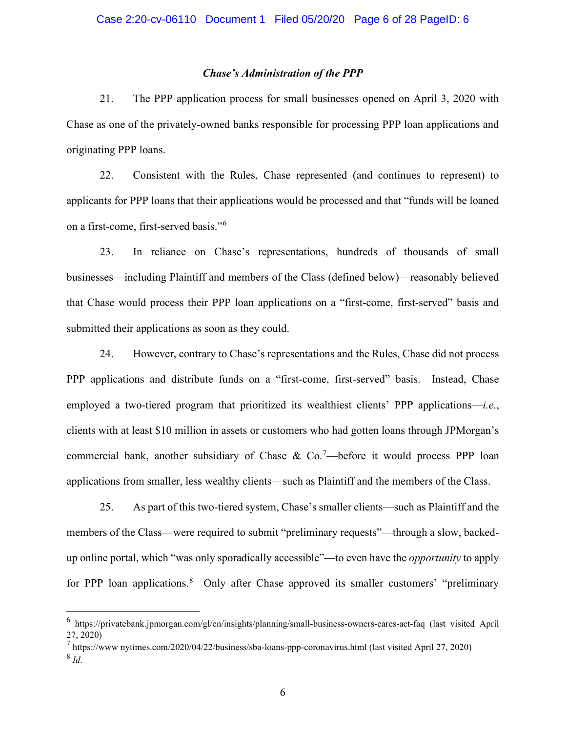***Chase's Administration of the PPP***

21. The PPP application process for small businesses opened on April 3, 2020 with Chase as one of the privately-owned banks responsible for processing PPP loan applications and originating PPP loans.

22. Consistent with the Rules, Chase represented (and continues to represent) to applicants for PPP loans that their applications would be processed and that "funds will be loaned on a first-come, first-served basis."[6]

23. In reliance on Chase's representations, hundreds of thousands of small businesses—including Plaintiff and members of the Class (defined below)—reasonably believed that Chase would process their PPP loan applications on a "first-come, first-served" basis and submitted their applications as soon as they could.

24. However, contrary to Chase's representations and the Rules, Chase did not process PPP applications and distribute funds on a "first-come, first-served" basis. Instead, Chase employed a two-tiered program that prioritized its wealthiest clients' PPP applications—*i.e.*, clients with at least $10 million in assets or customers who had gotten loans through JPMorgan's commercial bank, another subsidiary of Chase & Co.[7]—before it would process PPP loan applications from smaller, less wealthy clients—such as Plaintiff and the members of the Class.

25. As part of this two-tiered system, Chase's smaller clients—such as Plaintiff and the members of the Class—were required to submit "preliminary requests"—through a slow, backed-up online portal, which "was only sporadically accessible"—to even have the *opportunity* to apply for PPP loan applications.[8] Only after Chase approved its smaller customers' "preliminary

---

[6] https://privatebank.jpmorgan.com/gl/en/insights/planning/small-business-owners-cares-act-faq (last visited April 27, 2020)

[7] https://www nytimes.com/2020/04/22/business/sba-loans-ppp-coronavirus.html (last visited April 27, 2020)

[8] *Id.*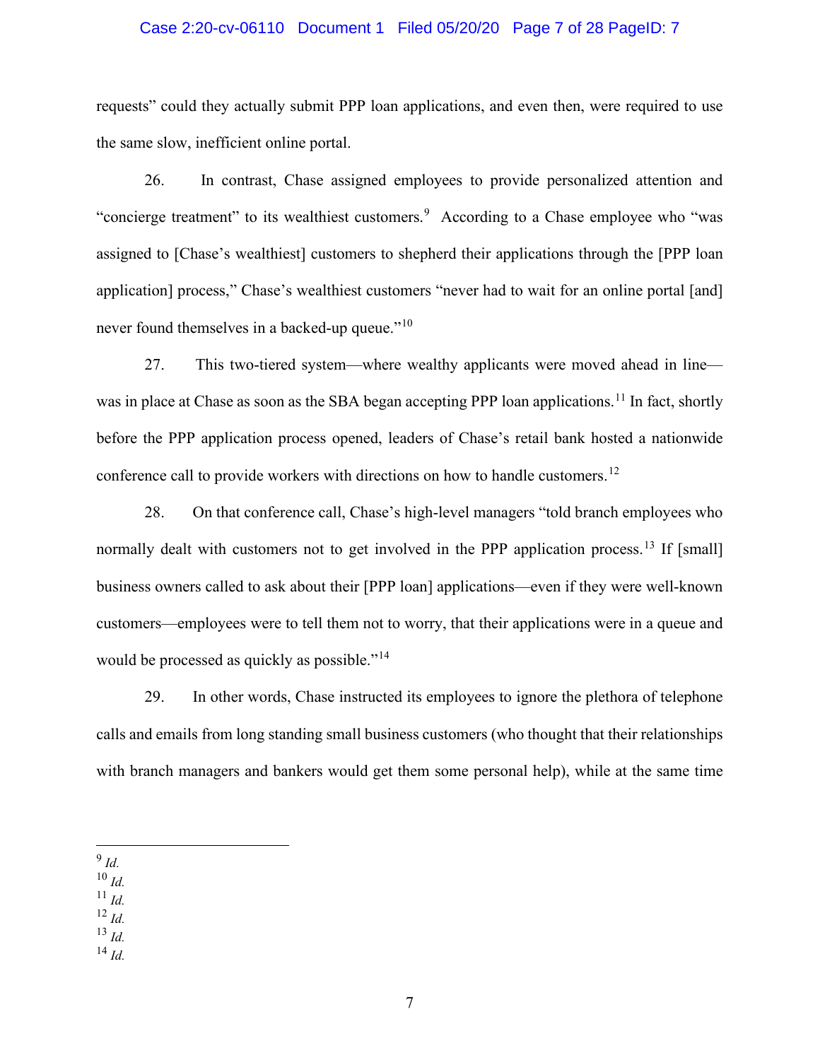requests" could they actually submit PPP loan applications, and even then, were required to use the same slow, inefficient online portal.

26. In contrast, Chase assigned employees to provide personalized attention and "concierge treatment" to its wealthiest customers.[9] According to a Chase employee who "was assigned to [Chase's wealthiest] customers to shepherd their applications through the [PPP loan application] process," Chase's wealthiest customers "never had to wait for an online portal [and] never found themselves in a backed-up queue."[10]

27. This two-tiered system—where wealthy applicants were moved ahead in line—was in place at Chase as soon as the SBA began accepting PPP loan applications.[11] In fact, shortly before the PPP application process opened, leaders of Chase's retail bank hosted a nationwide conference call to provide workers with directions on how to handle customers.[12]

28. On that conference call, Chase's high-level managers "told branch employees who normally dealt with customers not to get involved in the PPP application process.[13] If [small] business owners called to ask about their [PPP loan] applications—even if they were well-known customers—employees were to tell them not to worry, that their applications were in a queue and would be processed as quickly as possible."[14]

29. In other words, Chase instructed its employees to ignore the plethora of telephone calls and emails from long standing small business customers (who thought that their relationships with branch managers and bankers would get them some personal help), while at the same time

---

[9] *Id.*

[10] *Id.*

[11] *Id.*

[12] *Id.*

[13] *Id.*

[14] *Id.*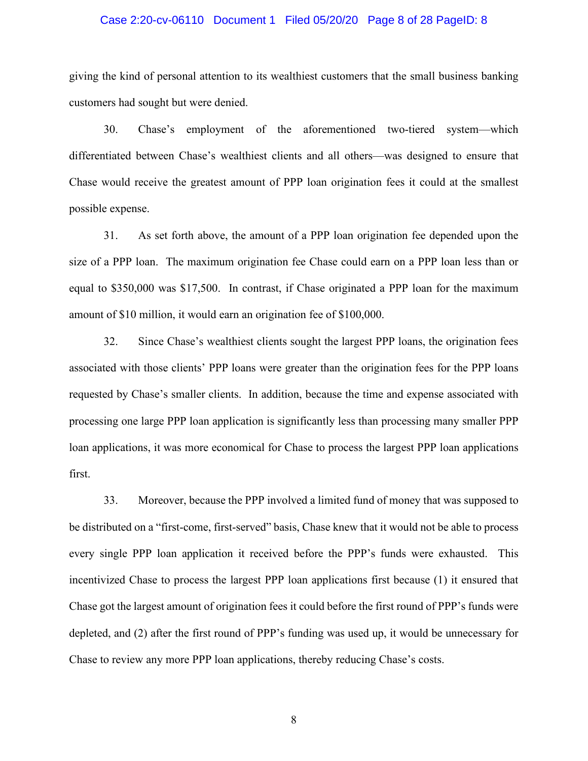giving the kind of personal attention to its wealthiest customers that the small business banking customers had sought but were denied.

30. Chase's employment of the aforementioned two-tiered system—which differentiated between Chase's wealthiest clients and all others—was designed to ensure that Chase would receive the greatest amount of PPP loan origination fees it could at the smallest possible expense.

31. As set forth above, the amount of a PPP loan origination fee depended upon the size of a PPP loan. The maximum origination fee Chase could earn on a PPP loan less than or equal to $350,000 was $17,500. In contrast, if Chase originated a PPP loan for the maximum amount of $10 million, it would earn an origination fee of $100,000.

32. Since Chase's wealthiest clients sought the largest PPP loans, the origination fees associated with those clients' PPP loans were greater than the origination fees for the PPP loans requested by Chase's smaller clients. In addition, because the time and expense associated with processing one large PPP loan application is significantly less than processing many smaller PPP loan applications, it was more economical for Chase to process the largest PPP loan applications first.

33. Moreover, because the PPP involved a limited fund of money that was supposed to be distributed on a "first-come, first-served" basis, Chase knew that it would not be able to process every single PPP loan application it received before the PPP's funds were exhausted. This incentivized Chase to process the largest PPP loan applications first because (1) it ensured that Chase got the largest amount of origination fees it could before the first round of PPP's funds were depleted, and (2) after the first round of PPP's funding was used up, it would be unnecessary for Chase to review any more PPP loan applications, thereby reducing Chase's costs.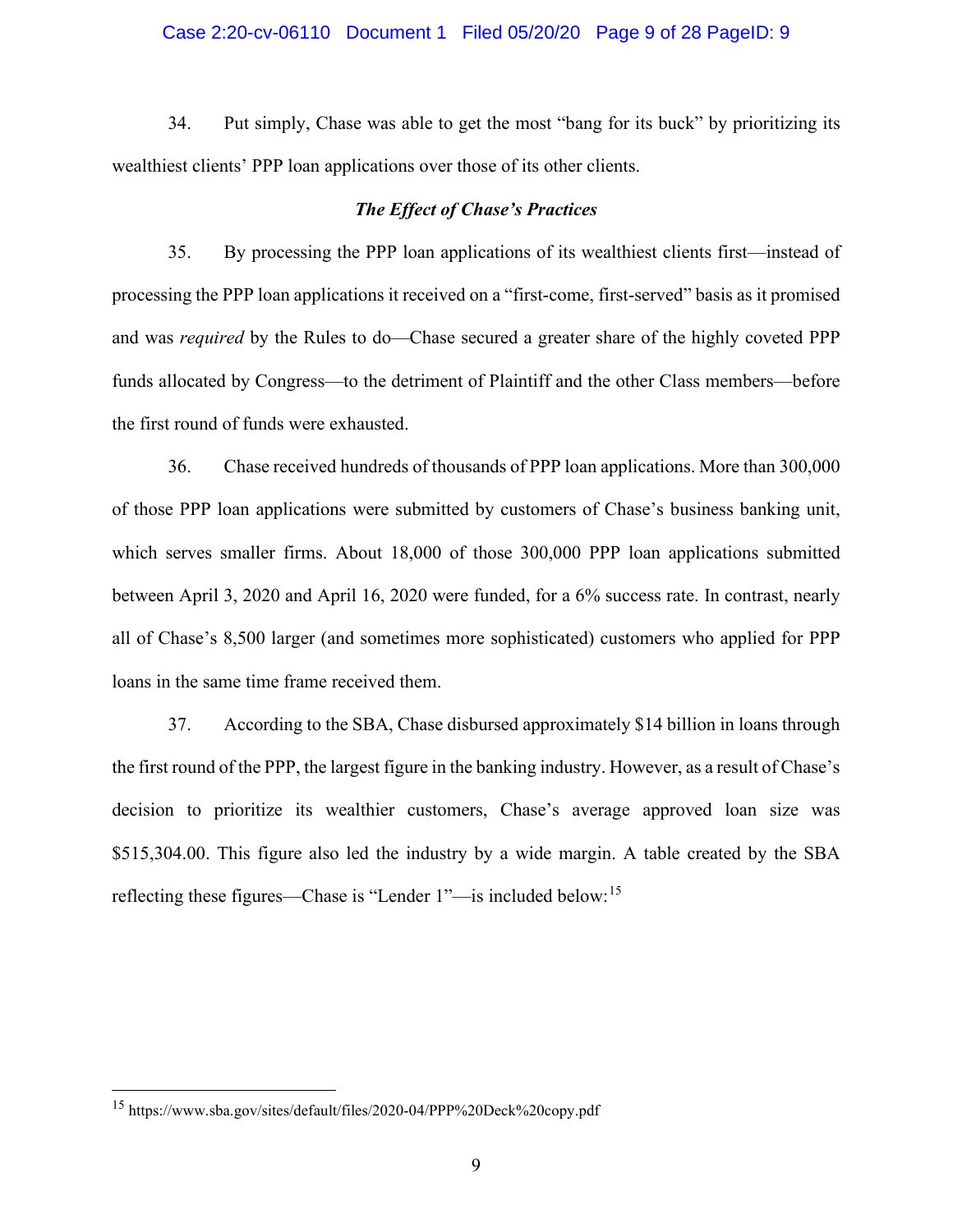34. Put simply, Chase was able to get the most "bang for its buck" by prioritizing its wealthiest clients' PPP loan applications over those of its other clients.

### *The Effect of Chase's Practices*

35. By processing the PPP loan applications of its wealthiest clients first—instead of processing the PPP loan applications it received on a "first-come, first-served" basis as it promised and was *required* by the Rules to do—Chase secured a greater share of the highly coveted PPP funds allocated by Congress—to the detriment of Plaintiff and the other Class members—before the first round of funds were exhausted.

36. Chase received hundreds of thousands of PPP loan applications. More than 300,000 of those PPP loan applications were submitted by customers of Chase's business banking unit, which serves smaller firms. About 18,000 of those 300,000 PPP loan applications submitted between April 3, 2020 and April 16, 2020 were funded, for a 6% success rate. In contrast, nearly all of Chase's 8,500 larger (and sometimes more sophisticated) customers who applied for PPP loans in the same time frame received them.

37. According to the SBA, Chase disbursed approximately $14 billion in loans through the first round of the PPP, the largest figure in the banking industry. However, as a result of Chase's decision to prioritize its wealthier customers, Chase's average approved loan size was $515,304.00. This figure also led the industry by a wide margin. A table created by the SBA reflecting these figures—Chase is "Lender 1"—is included below:[15]

[15] https://www.sba.gov/sites/default/files/2020-04/PPP%20Deck%20copy.pdf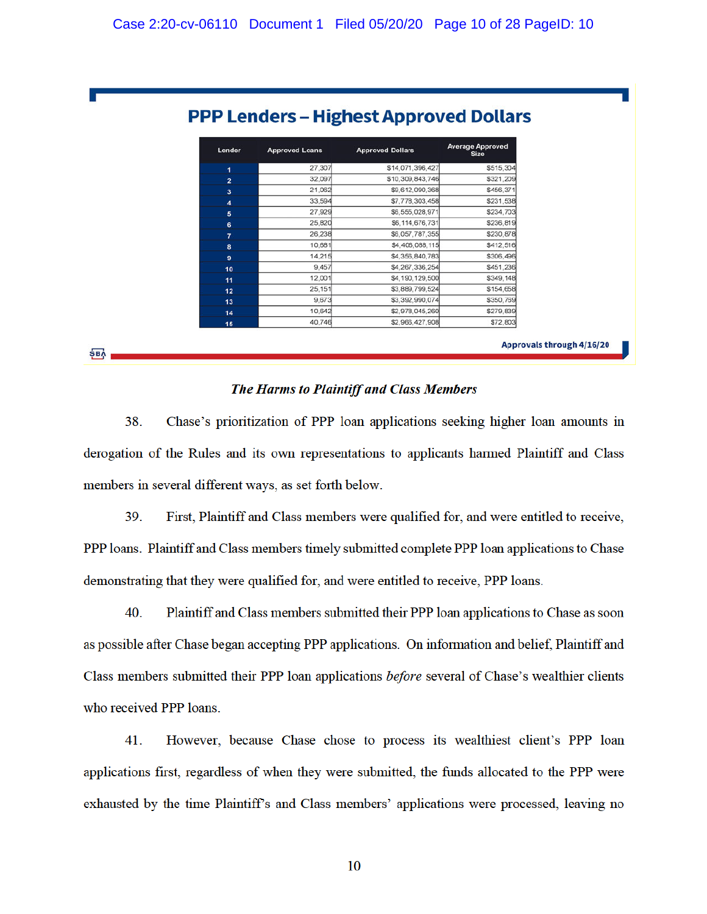## PPP Lenders – Highest Approved Dollars

| Lender | Approved Loans | Approved Dollars | Average Approved Size |
|---|---|---|---|
| 1 | 27,307 | $14,071,396,427 | $515,304 |
| 2 | 32,097 | $10,309,843,746 | $321,209 |
| 3 | 21,062 | $9,612,090,368 | $456,371 |
| 4 | 33,594 | $7,773,303,458 | $231,538 |
| 5 | 27,929 | $6,555,028,971 | $234,703 |
| 6 | 25,820 | $6,114,676,731 | $236,819 |
| 7 | 26,238 | $6,057,787,355 | $230,878 |
| 8 | 10,681 | $4,405,088,115 | $412,516 |
| 9 | 14,215 | $4,355,840,783 | $306,496 |
| 10 | 9,457 | $4,267,336,254 | $451,236 |
| 11 | 12,001 | $4,190,129,500 | $349,148 |
| 12 | 25,151 | $3,889,799,524 | $154,658 |
| 13 | 9,673 | $3,392,990,074 | $350,759 |
| 14 | 10,642 | $2,978,045,260 | $279,839 |
| 15 | 40,746 | $2,965,427,908 | $72,803 |

SBA — Approvals through 4/16/20

***The Harms to Plaintiff and Class Members***

38. Chase's prioritization of PPP loan applications seeking higher loan amounts in derogation of the Rules and its own representations to applicants harmed Plaintiff and Class members in several different ways, as set forth below.

39. First, Plaintiff and Class members were qualified for, and were entitled to receive, PPP loans. Plaintiff and Class members timely submitted complete PPP loan applications to Chase demonstrating that they were qualified for, and were entitled to receive, PPP loans.

40. Plaintiff and Class members submitted their PPP loan applications to Chase as soon as possible after Chase began accepting PPP applications. On information and belief, Plaintiff and Class members submitted their PPP loan applications *before* several of Chase's wealthier clients who received PPP loans.

41. However, because Chase chose to process its wealthiest client's PPP loan applications first, regardless of when they were submitted, the funds allocated to the PPP were exhausted by the time Plaintiff's and Class members' applications were processed, leaving no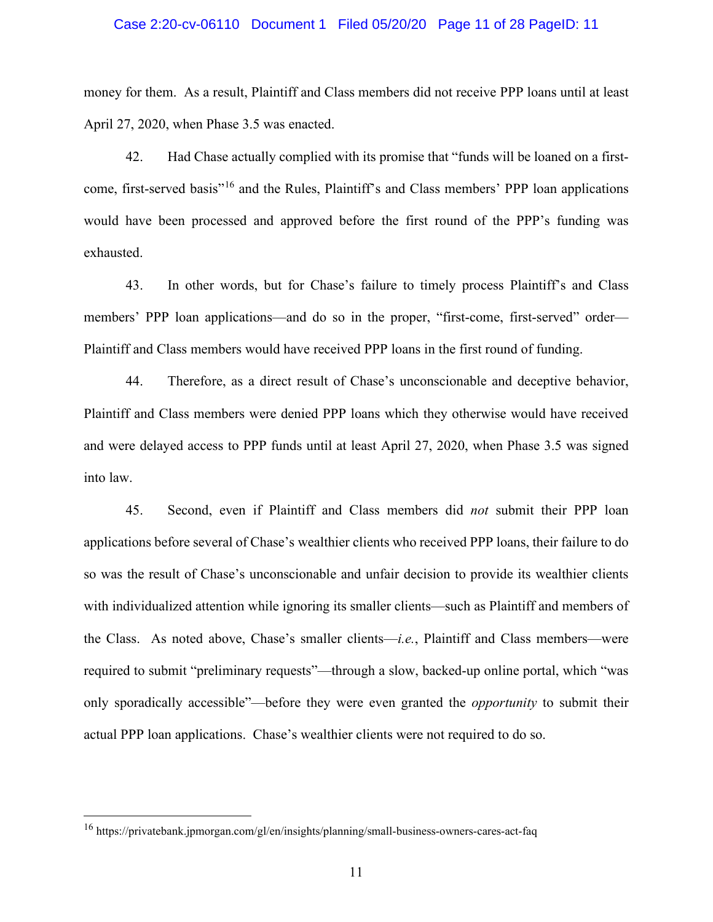money for them. As a result, Plaintiff and Class members did not receive PPP loans until at least April 27, 2020, when Phase 3.5 was enacted.

42. Had Chase actually complied with its promise that "funds will be loaned on a first-come, first-served basis"[16] and the Rules, Plaintiff's and Class members' PPP loan applications would have been processed and approved before the first round of the PPP's funding was exhausted.

43. In other words, but for Chase's failure to timely process Plaintiff's and Class members' PPP loan applications—and do so in the proper, "first-come, first-served" order—Plaintiff and Class members would have received PPP loans in the first round of funding.

44. Therefore, as a direct result of Chase's unconscionable and deceptive behavior, Plaintiff and Class members were denied PPP loans which they otherwise would have received and were delayed access to PPP funds until at least April 27, 2020, when Phase 3.5 was signed into law.

45. Second, even if Plaintiff and Class members did *not* submit their PPP loan applications before several of Chase's wealthier clients who received PPP loans, their failure to do so was the result of Chase's unconscionable and unfair decision to provide its wealthier clients with individualized attention while ignoring its smaller clients—such as Plaintiff and members of the Class. As noted above, Chase's smaller clients—*i.e.*, Plaintiff and Class members—were required to submit "preliminary requests"—through a slow, backed-up online portal, which "was only sporadically accessible"—before they were even granted the *opportunity* to submit their actual PPP loan applications. Chase's wealthier clients were not required to do so.

---

[16] https://privatebank.jpmorgan.com/gl/en/insights/planning/small-business-owners-cares-act-faq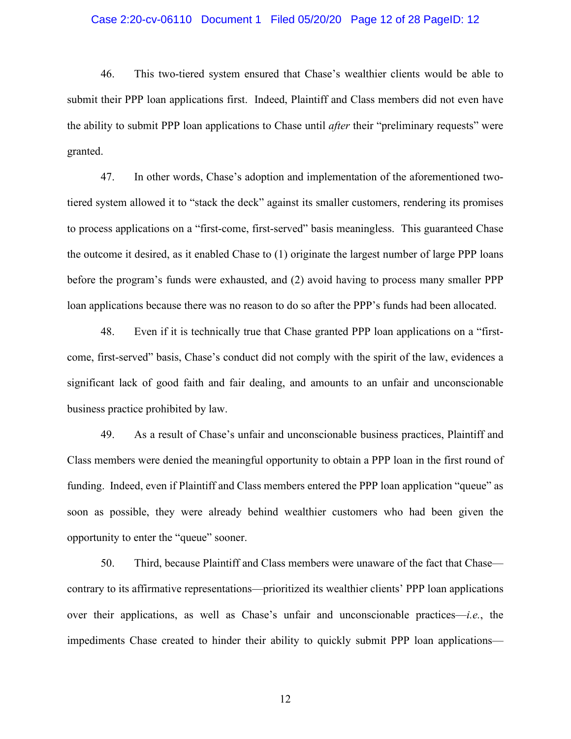46. This two-tiered system ensured that Chase's wealthier clients would be able to submit their PPP loan applications first. Indeed, Plaintiff and Class members did not even have the ability to submit PPP loan applications to Chase until *after* their "preliminary requests" were granted.

47. In other words, Chase's adoption and implementation of the aforementioned two-tiered system allowed it to "stack the deck" against its smaller customers, rendering its promises to process applications on a "first-come, first-served" basis meaningless. This guaranteed Chase the outcome it desired, as it enabled Chase to (1) originate the largest number of large PPP loans before the program's funds were exhausted, and (2) avoid having to process many smaller PPP loan applications because there was no reason to do so after the PPP's funds had been allocated.

48. Even if it is technically true that Chase granted PPP loan applications on a "first-come, first-served" basis, Chase's conduct did not comply with the spirit of the law, evidences a significant lack of good faith and fair dealing, and amounts to an unfair and unconscionable business practice prohibited by law.

49. As a result of Chase's unfair and unconscionable business practices, Plaintiff and Class members were denied the meaningful opportunity to obtain a PPP loan in the first round of funding. Indeed, even if Plaintiff and Class members entered the PPP loan application "queue" as soon as possible, they were already behind wealthier customers who had been given the opportunity to enter the "queue" sooner.

50. Third, because Plaintiff and Class members were unaware of the fact that Chase—contrary to its affirmative representations—prioritized its wealthier clients' PPP loan applications over their applications, as well as Chase's unfair and unconscionable practices—*i.e.*, the impediments Chase created to hinder their ability to quickly submit PPP loan applications—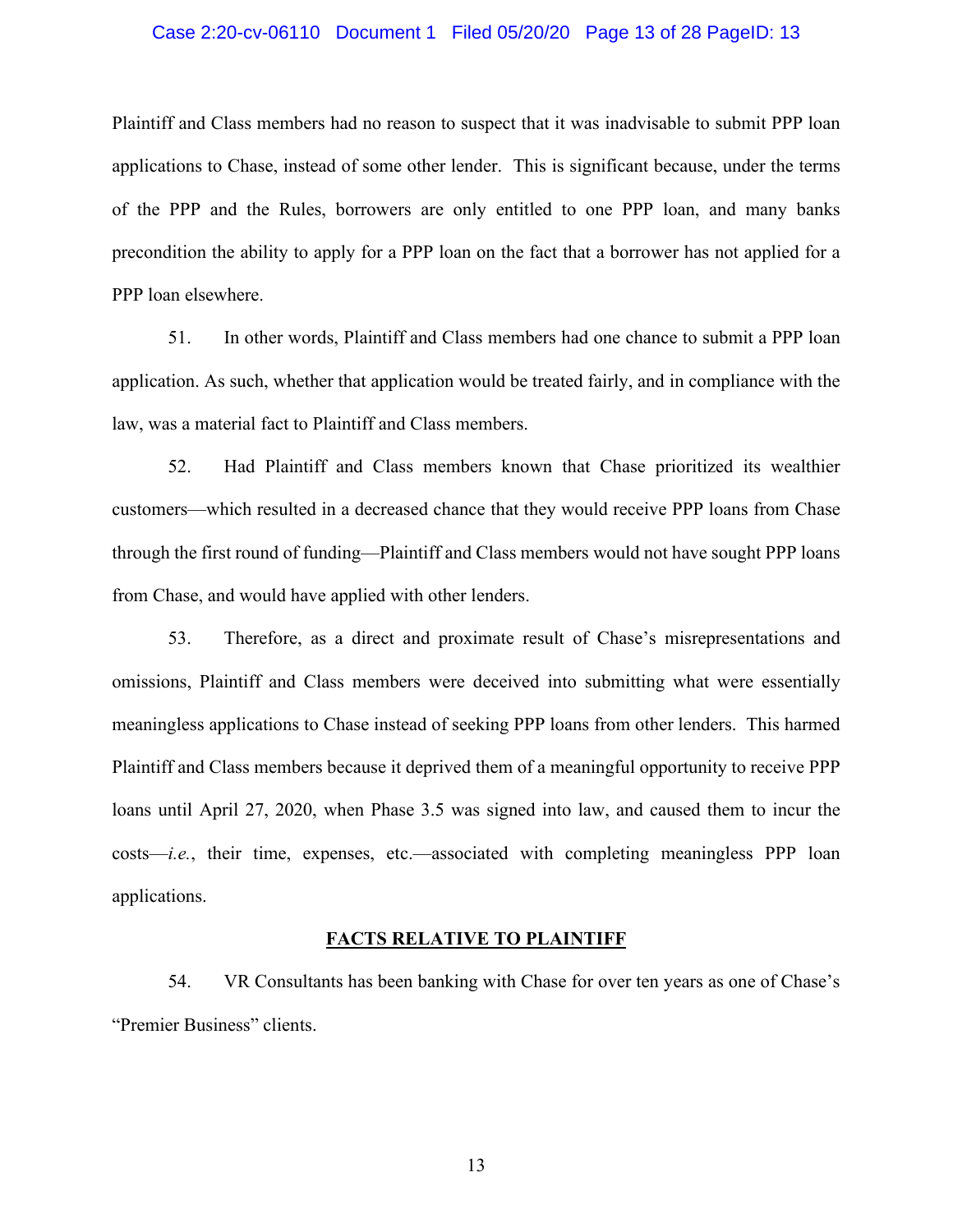Plaintiff and Class members had no reason to suspect that it was inadvisable to submit PPP loan applications to Chase, instead of some other lender. This is significant because, under the terms of the PPP and the Rules, borrowers are only entitled to one PPP loan, and many banks precondition the ability to apply for a PPP loan on the fact that a borrower has not applied for a PPP loan elsewhere.

51. In other words, Plaintiff and Class members had one chance to submit a PPP loan application. As such, whether that application would be treated fairly, and in compliance with the law, was a material fact to Plaintiff and Class members.

52. Had Plaintiff and Class members known that Chase prioritized its wealthier customers—which resulted in a decreased chance that they would receive PPP loans from Chase through the first round of funding—Plaintiff and Class members would not have sought PPP loans from Chase, and would have applied with other lenders.

53. Therefore, as a direct and proximate result of Chase's misrepresentations and omissions, Plaintiff and Class members were deceived into submitting what were essentially meaningless applications to Chase instead of seeking PPP loans from other lenders. This harmed Plaintiff and Class members because it deprived them of a meaningful opportunity to receive PPP loans until April 27, 2020, when Phase 3.5 was signed into law, and caused them to incur the costs—*i.e.*, their time, expenses, etc.—associated with completing meaningless PPP loan applications.

## FACTS RELATIVE TO PLAINTIFF

54. VR Consultants has been banking with Chase for over ten years as one of Chase's "Premier Business" clients.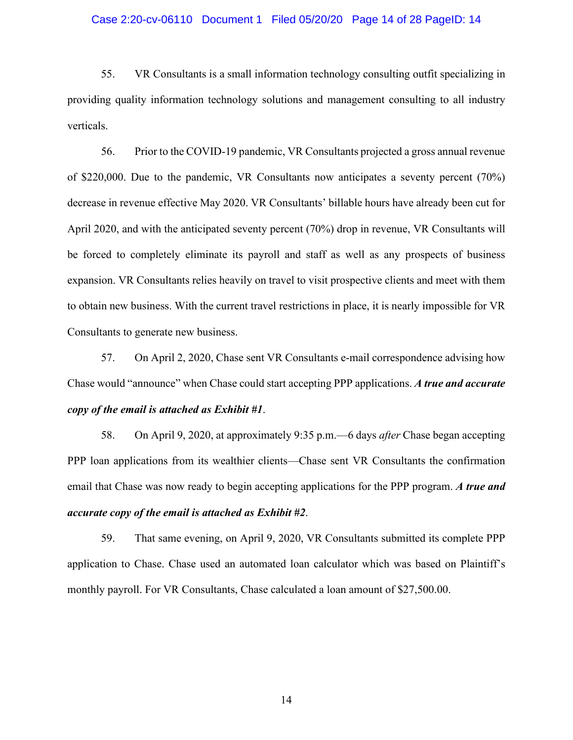55. VR Consultants is a small information technology consulting outfit specializing in providing quality information technology solutions and management consulting to all industry verticals.

56. Prior to the COVID-19 pandemic, VR Consultants projected a gross annual revenue of $220,000. Due to the pandemic, VR Consultants now anticipates a seventy percent (70%) decrease in revenue effective May 2020. VR Consultants' billable hours have already been cut for April 2020, and with the anticipated seventy percent (70%) drop in revenue, VR Consultants will be forced to completely eliminate its payroll and staff as well as any prospects of business expansion. VR Consultants relies heavily on travel to visit prospective clients and meet with them to obtain new business. With the current travel restrictions in place, it is nearly impossible for VR Consultants to generate new business.

57. On April 2, 2020, Chase sent VR Consultants e-mail correspondence advising how Chase would "announce" when Chase could start accepting PPP applications. ***A true and accurate copy of the email is attached as Exhibit #1***.

58. On April 9, 2020, at approximately 9:35 p.m.—6 days *after* Chase began accepting PPP loan applications from its wealthier clients—Chase sent VR Consultants the confirmation email that Chase was now ready to begin accepting applications for the PPP program. ***A true and accurate copy of the email is attached as Exhibit #2***.

59. That same evening, on April 9, 2020, VR Consultants submitted its complete PPP application to Chase. Chase used an automated loan calculator which was based on Plaintiff's monthly payroll. For VR Consultants, Chase calculated a loan amount of $27,500.00.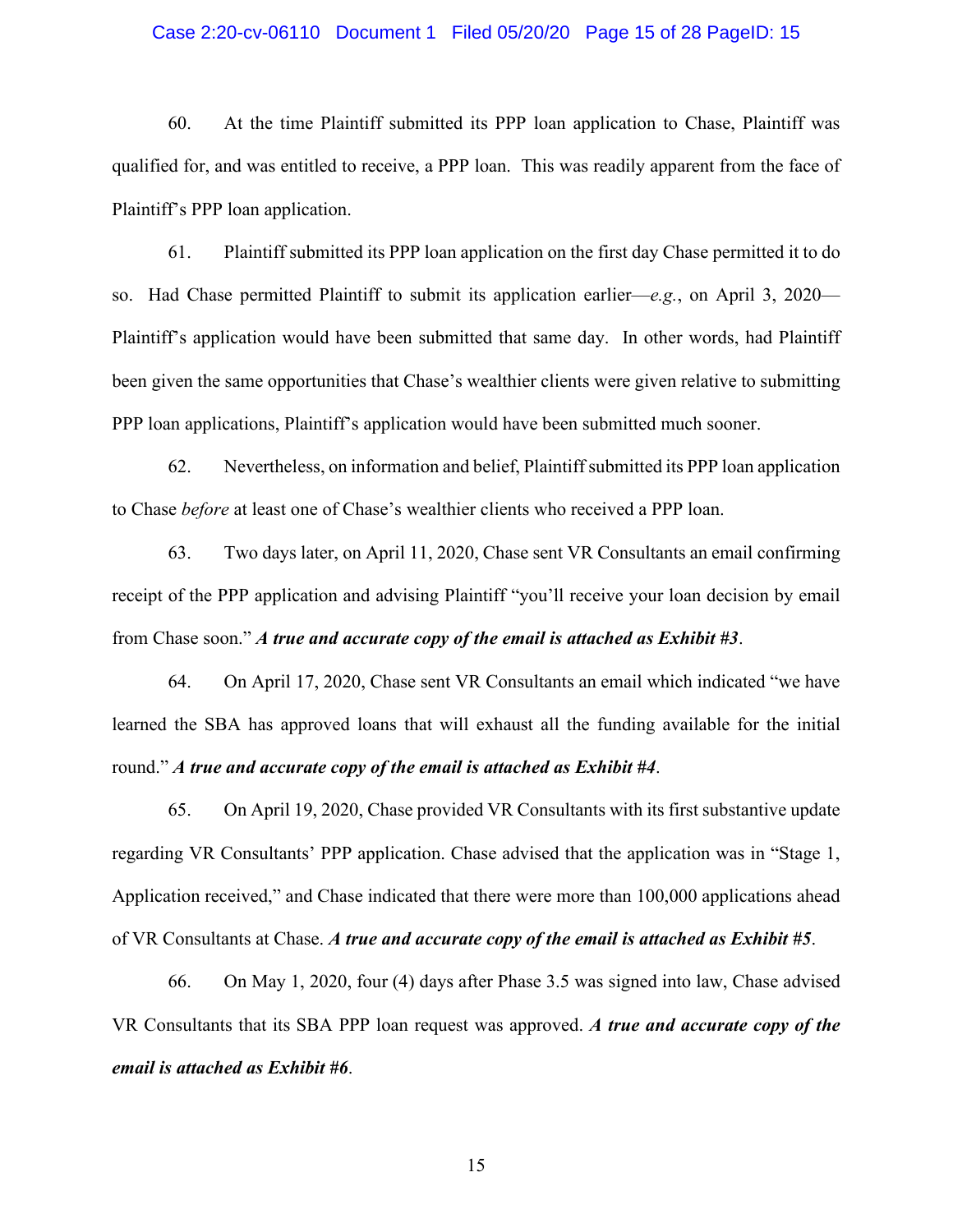60. At the time Plaintiff submitted its PPP loan application to Chase, Plaintiff was qualified for, and was entitled to receive, a PPP loan. This was readily apparent from the face of Plaintiff's PPP loan application.

61. Plaintiff submitted its PPP loan application on the first day Chase permitted it to do so. Had Chase permitted Plaintiff to submit its application earlier—*e.g.*, on April 3, 2020—Plaintiff's application would have been submitted that same day. In other words, had Plaintiff been given the same opportunities that Chase's wealthier clients were given relative to submitting PPP loan applications, Plaintiff's application would have been submitted much sooner.

62. Nevertheless, on information and belief, Plaintiff submitted its PPP loan application to Chase *before* at least one of Chase's wealthier clients who received a PPP loan.

63. Two days later, on April 11, 2020, Chase sent VR Consultants an email confirming receipt of the PPP application and advising Plaintiff "you'll receive your loan decision by email from Chase soon." ***A true and accurate copy of the email is attached as Exhibit #3***.

64. On April 17, 2020, Chase sent VR Consultants an email which indicated "we have learned the SBA has approved loans that will exhaust all the funding available for the initial round." ***A true and accurate copy of the email is attached as Exhibit #4***.

65. On April 19, 2020, Chase provided VR Consultants with its first substantive update regarding VR Consultants' PPP application. Chase advised that the application was in "Stage 1, Application received," and Chase indicated that there were more than 100,000 applications ahead of VR Consultants at Chase. ***A true and accurate copy of the email is attached as Exhibit #5***.

66. On May 1, 2020, four (4) days after Phase 3.5 was signed into law, Chase advised VR Consultants that its SBA PPP loan request was approved. ***A true and accurate copy of the email is attached as Exhibit #6***.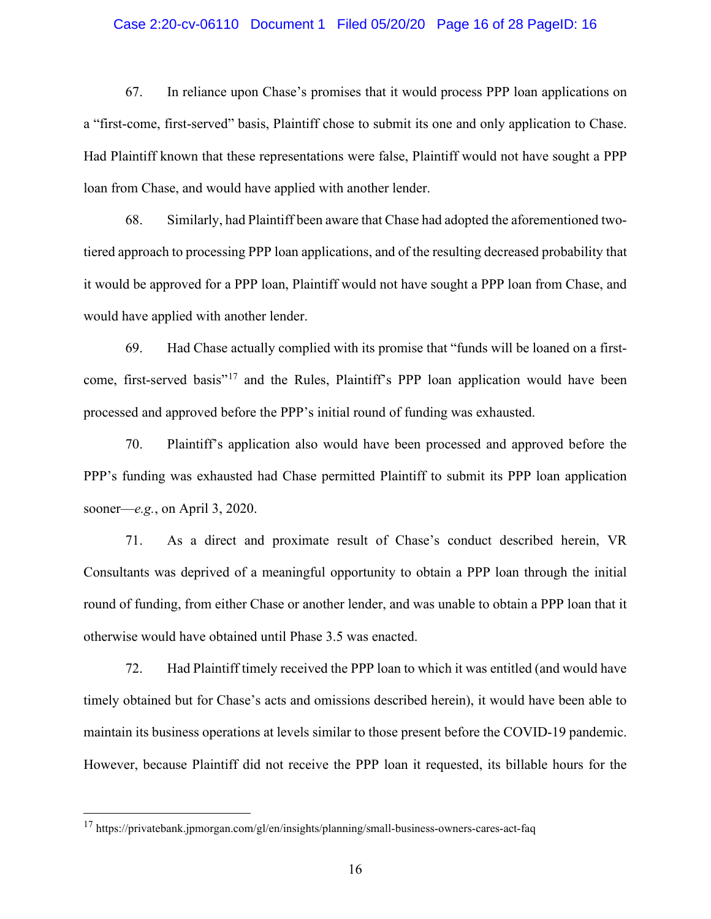67. In reliance upon Chase's promises that it would process PPP loan applications on a "first-come, first-served" basis, Plaintiff chose to submit its one and only application to Chase. Had Plaintiff known that these representations were false, Plaintiff would not have sought a PPP loan from Chase, and would have applied with another lender.

68. Similarly, had Plaintiff been aware that Chase had adopted the aforementioned two-tiered approach to processing PPP loan applications, and of the resulting decreased probability that it would be approved for a PPP loan, Plaintiff would not have sought a PPP loan from Chase, and would have applied with another lender.

69. Had Chase actually complied with its promise that "funds will be loaned on a first-come, first-served basis"[17] and the Rules, Plaintiff's PPP loan application would have been processed and approved before the PPP's initial round of funding was exhausted.

70. Plaintiff's application also would have been processed and approved before the PPP's funding was exhausted had Chase permitted Plaintiff to submit its PPP loan application sooner—*e.g.*, on April 3, 2020.

71. As a direct and proximate result of Chase's conduct described herein, VR Consultants was deprived of a meaningful opportunity to obtain a PPP loan through the initial round of funding, from either Chase or another lender, and was unable to obtain a PPP loan that it otherwise would have obtained until Phase 3.5 was enacted.

72. Had Plaintiff timely received the PPP loan to which it was entitled (and would have timely obtained but for Chase's acts and omissions described herein), it would have been able to maintain its business operations at levels similar to those present before the COVID-19 pandemic. However, because Plaintiff did not receive the PPP loan it requested, its billable hours for the

---

[17] https://privatebank.jpmorgan.com/gl/en/insights/planning/small-business-owners-cares-act-faq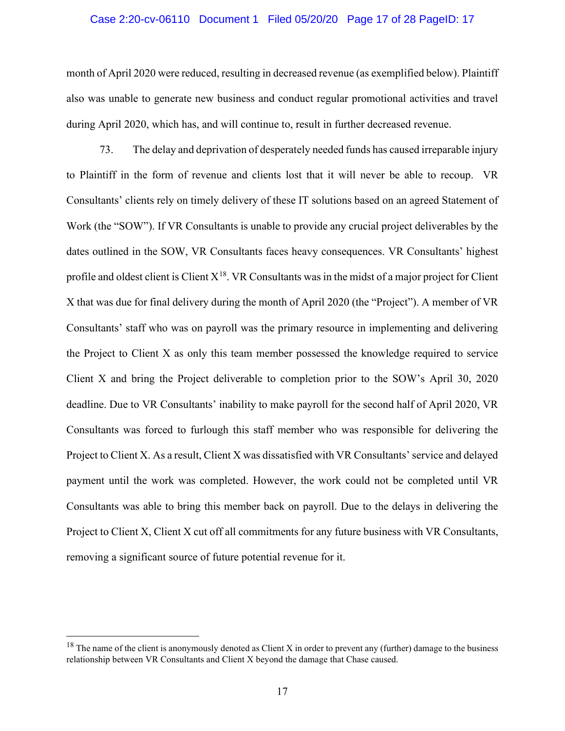month of April 2020 were reduced, resulting in decreased revenue (as exemplified below). Plaintiff also was unable to generate new business and conduct regular promotional activities and travel during April 2020, which has, and will continue to, result in further decreased revenue.

73. The delay and deprivation of desperately needed funds has caused irreparable injury to Plaintiff in the form of revenue and clients lost that it will never be able to recoup. VR Consultants' clients rely on timely delivery of these IT solutions based on an agreed Statement of Work (the "SOW"). If VR Consultants is unable to provide any crucial project deliverables by the dates outlined in the SOW, VR Consultants faces heavy consequences. VR Consultants' highest profile and oldest client is Client X[18]. VR Consultants was in the midst of a major project for Client X that was due for final delivery during the month of April 2020 (the "Project"). A member of VR Consultants' staff who was on payroll was the primary resource in implementing and delivering the Project to Client X as only this team member possessed the knowledge required to service Client X and bring the Project deliverable to completion prior to the SOW's April 30, 2020 deadline. Due to VR Consultants' inability to make payroll for the second half of April 2020, VR Consultants was forced to furlough this staff member who was responsible for delivering the Project to Client X. As a result, Client X was dissatisfied with VR Consultants' service and delayed payment until the work was completed. However, the work could not be completed until VR Consultants was able to bring this member back on payroll. Due to the delays in delivering the Project to Client X, Client X cut off all commitments for any future business with VR Consultants, removing a significant source of future potential revenue for it.

---

[18] The name of the client is anonymously denoted as Client X in order to prevent any (further) damage to the business relationship between VR Consultants and Client X beyond the damage that Chase caused.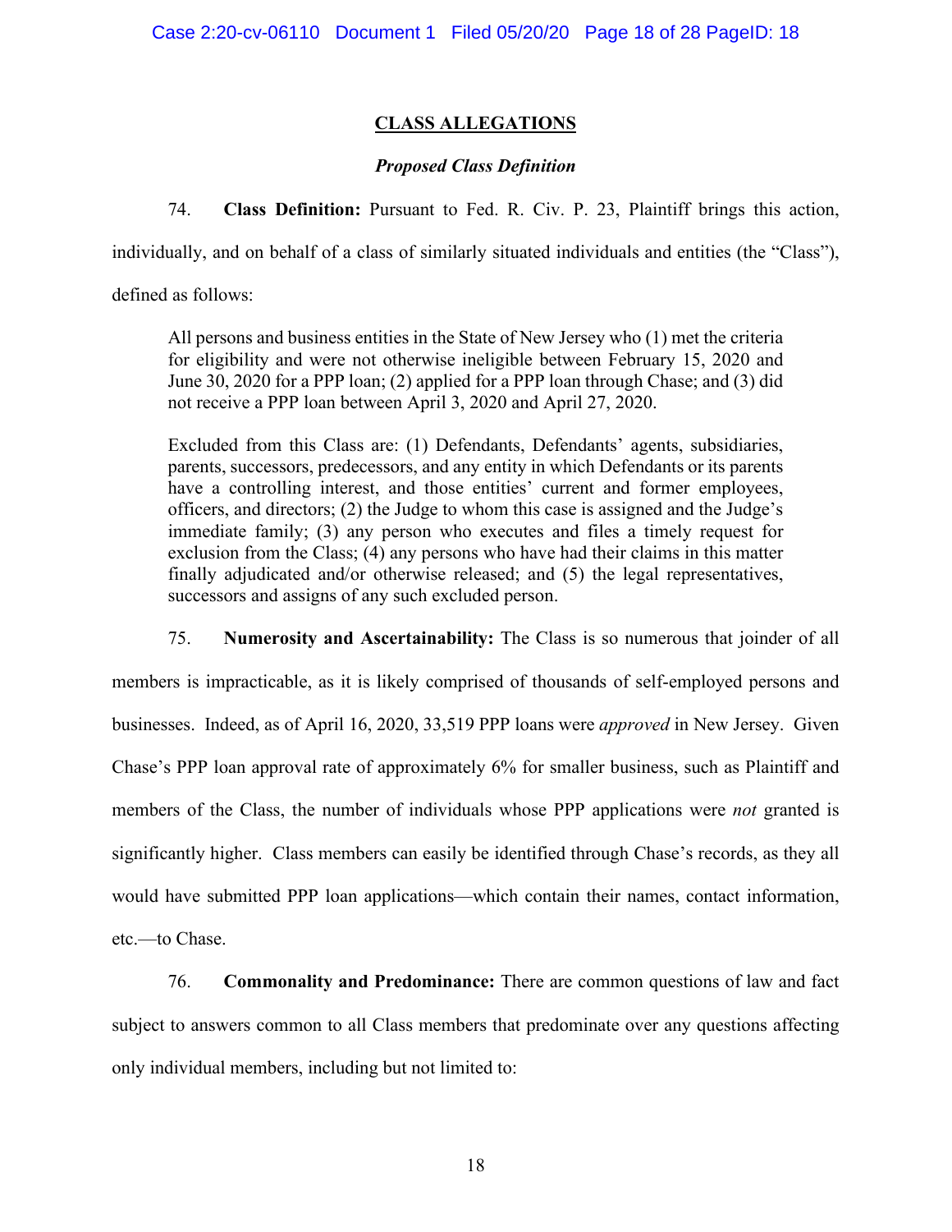## CLASS ALLEGATIONS

### *Proposed Class Definition*

74. **Class Definition:** Pursuant to Fed. R. Civ. P. 23, Plaintiff brings this action, individually, and on behalf of a class of similarly situated individuals and entities (the "Class"), defined as follows:

> All persons and business entities in the State of New Jersey who (1) met the criteria for eligibility and were not otherwise ineligible between February 15, 2020 and June 30, 2020 for a PPP loan; (2) applied for a PPP loan through Chase; and (3) did not receive a PPP loan between April 3, 2020 and April 27, 2020.
>
> Excluded from this Class are: (1) Defendants, Defendants' agents, subsidiaries, parents, successors, predecessors, and any entity in which Defendants or its parents have a controlling interest, and those entities' current and former employees, officers, and directors; (2) the Judge to whom this case is assigned and the Judge's immediate family; (3) any person who executes and files a timely request for exclusion from the Class; (4) any persons who have had their claims in this matter finally adjudicated and/or otherwise released; and (5) the legal representatives, successors and assigns of any such excluded person.

75. **Numerosity and Ascertainability:** The Class is so numerous that joinder of all members is impracticable, as it is likely comprised of thousands of self-employed persons and businesses. Indeed, as of April 16, 2020, 33,519 PPP loans were *approved* in New Jersey. Given Chase's PPP loan approval rate of approximately 6% for smaller business, such as Plaintiff and members of the Class, the number of individuals whose PPP applications were *not* granted is significantly higher. Class members can easily be identified through Chase's records, as they all would have submitted PPP loan applications—which contain their names, contact information, etc.—to Chase.

76. **Commonality and Predominance:** There are common questions of law and fact subject to answers common to all Class members that predominate over any questions affecting only individual members, including but not limited to: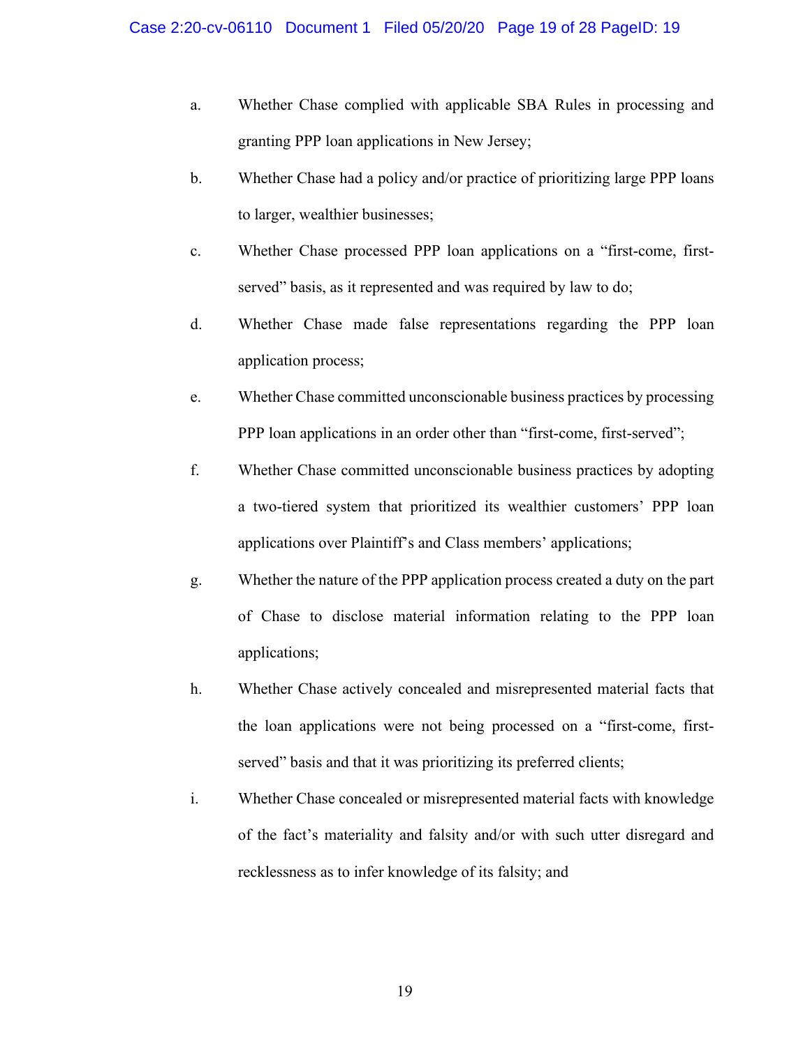a. Whether Chase complied with applicable SBA Rules in processing and granting PPP loan applications in New Jersey;

b. Whether Chase had a policy and/or practice of prioritizing large PPP loans to larger, wealthier businesses;

c. Whether Chase processed PPP loan applications on a "first-come, first-served" basis, as it represented and was required by law to do;

d. Whether Chase made false representations regarding the PPP loan application process;

e. Whether Chase committed unconscionable business practices by processing PPP loan applications in an order other than "first-come, first-served";

f. Whether Chase committed unconscionable business practices by adopting a two-tiered system that prioritized its wealthier customers' PPP loan applications over Plaintiff's and Class members' applications;

g. Whether the nature of the PPP application process created a duty on the part of Chase to disclose material information relating to the PPP loan applications;

h. Whether Chase actively concealed and misrepresented material facts that the loan applications were not being processed on a "first-come, first-served" basis and that it was prioritizing its preferred clients;

i. Whether Chase concealed or misrepresented material facts with knowledge of the fact's materiality and falsity and/or with such utter disregard and recklessness as to infer knowledge of its falsity; and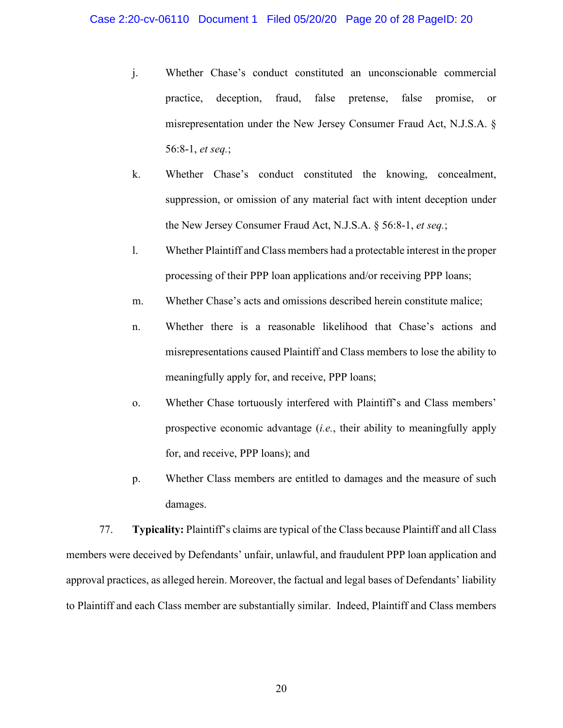j. Whether Chase's conduct constituted an unconscionable commercial practice, deception, fraud, false pretense, false promise, or misrepresentation under the New Jersey Consumer Fraud Act, N.J.S.A. § 56:8-1, *et seq.*;

k. Whether Chase's conduct constituted the knowing, concealment, suppression, or omission of any material fact with intent deception under the New Jersey Consumer Fraud Act, N.J.S.A. § 56:8-1, *et seq.*;

l. Whether Plaintiff and Class members had a protectable interest in the proper processing of their PPP loan applications and/or receiving PPP loans;

m. Whether Chase's acts and omissions described herein constitute malice;

n. Whether there is a reasonable likelihood that Chase's actions and misrepresentations caused Plaintiff and Class members to lose the ability to meaningfully apply for, and receive, PPP loans;

o. Whether Chase tortuously interfered with Plaintiff's and Class members' prospective economic advantage (*i.e.*, their ability to meaningfully apply for, and receive, PPP loans); and

p. Whether Class members are entitled to damages and the measure of such damages.

77. **Typicality:** Plaintiff's claims are typical of the Class because Plaintiff and all Class members were deceived by Defendants' unfair, unlawful, and fraudulent PPP loan application and approval practices, as alleged herein. Moreover, the factual and legal bases of Defendants' liability to Plaintiff and each Class member are substantially similar. Indeed, Plaintiff and Class members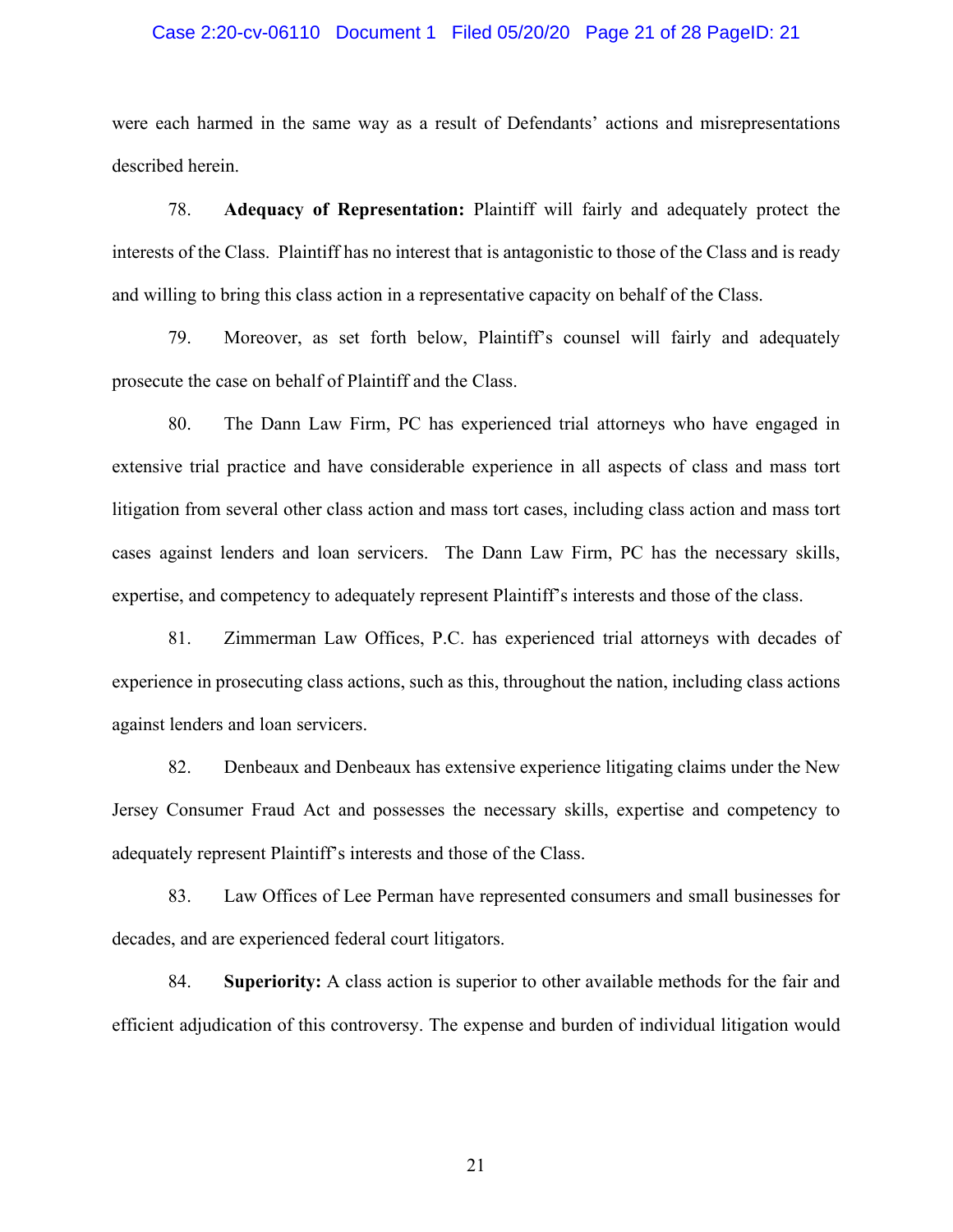were each harmed in the same way as a result of Defendants' actions and misrepresentations described herein.

78. **Adequacy of Representation:** Plaintiff will fairly and adequately protect the interests of the Class. Plaintiff has no interest that is antagonistic to those of the Class and is ready and willing to bring this class action in a representative capacity on behalf of the Class.

79. Moreover, as set forth below, Plaintiff's counsel will fairly and adequately prosecute the case on behalf of Plaintiff and the Class.

80. The Dann Law Firm, PC has experienced trial attorneys who have engaged in extensive trial practice and have considerable experience in all aspects of class and mass tort litigation from several other class action and mass tort cases, including class action and mass tort cases against lenders and loan servicers. The Dann Law Firm, PC has the necessary skills, expertise, and competency to adequately represent Plaintiff's interests and those of the class.

81. Zimmerman Law Offices, P.C. has experienced trial attorneys with decades of experience in prosecuting class actions, such as this, throughout the nation, including class actions against lenders and loan servicers.

82. Denbeaux and Denbeaux has extensive experience litigating claims under the New Jersey Consumer Fraud Act and possesses the necessary skills, expertise and competency to adequately represent Plaintiff's interests and those of the Class.

83. Law Offices of Lee Perman have represented consumers and small businesses for decades, and are experienced federal court litigators.

84. **Superiority:** A class action is superior to other available methods for the fair and efficient adjudication of this controversy. The expense and burden of individual litigation would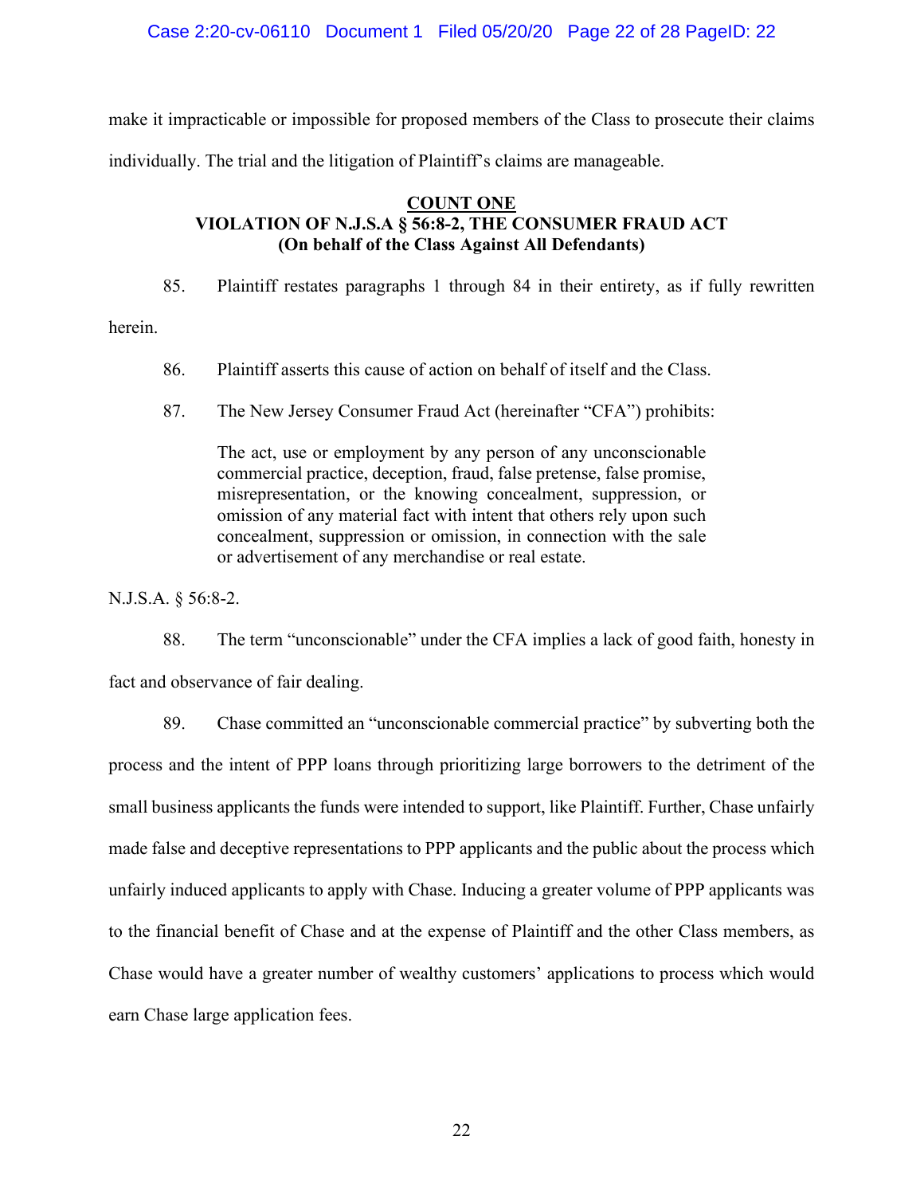make it impracticable or impossible for proposed members of the Class to prosecute their claims individually. The trial and the litigation of Plaintiff's claims are manageable.

## COUNT ONE
## VIOLATION OF N.J.S.A § 56:8-2, THE CONSUMER FRAUD ACT
## (On behalf of the Class Against All Defendants)

85. Plaintiff restates paragraphs 1 through 84 in their entirety, as if fully rewritten herein.

86. Plaintiff asserts this cause of action on behalf of itself and the Class.

87. The New Jersey Consumer Fraud Act (hereinafter "CFA") prohibits:

> The act, use or employment by any person of any unconscionable commercial practice, deception, fraud, false pretense, false promise, misrepresentation, or the knowing concealment, suppression, or omission of any material fact with intent that others rely upon such concealment, suppression or omission, in connection with the sale or advertisement of any merchandise or real estate.

N.J.S.A. § 56:8-2.

88. The term "unconscionable" under the CFA implies a lack of good faith, honesty in fact and observance of fair dealing.

89. Chase committed an "unconscionable commercial practice" by subverting both the process and the intent of PPP loans through prioritizing large borrowers to the detriment of the small business applicants the funds were intended to support, like Plaintiff. Further, Chase unfairly made false and deceptive representations to PPP applicants and the public about the process which unfairly induced applicants to apply with Chase. Inducing a greater volume of PPP applicants was to the financial benefit of Chase and at the expense of Plaintiff and the other Class members, as Chase would have a greater number of wealthy customers' applications to process which would earn Chase large application fees.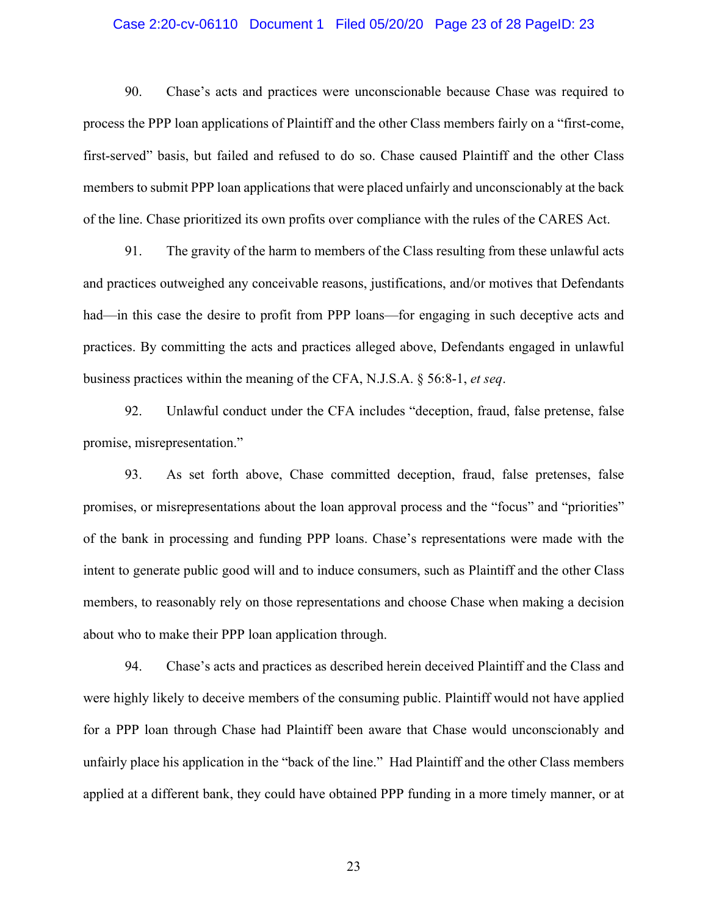90. Chase's acts and practices were unconscionable because Chase was required to process the PPP loan applications of Plaintiff and the other Class members fairly on a "first-come, first-served" basis, but failed and refused to do so. Chase caused Plaintiff and the other Class members to submit PPP loan applications that were placed unfairly and unconscionably at the back of the line. Chase prioritized its own profits over compliance with the rules of the CARES Act.

91. The gravity of the harm to members of the Class resulting from these unlawful acts and practices outweighed any conceivable reasons, justifications, and/or motives that Defendants had—in this case the desire to profit from PPP loans—for engaging in such deceptive acts and practices. By committing the acts and practices alleged above, Defendants engaged in unlawful business practices within the meaning of the CFA, N.J.S.A. § 56:8-1, *et seq*.

92. Unlawful conduct under the CFA includes "deception, fraud, false pretense, false promise, misrepresentation."

93. As set forth above, Chase committed deception, fraud, false pretenses, false promises, or misrepresentations about the loan approval process and the "focus" and "priorities" of the bank in processing and funding PPP loans. Chase's representations were made with the intent to generate public good will and to induce consumers, such as Plaintiff and the other Class members, to reasonably rely on those representations and choose Chase when making a decision about who to make their PPP loan application through.

94. Chase's acts and practices as described herein deceived Plaintiff and the Class and were highly likely to deceive members of the consuming public. Plaintiff would not have applied for a PPP loan through Chase had Plaintiff been aware that Chase would unconscionably and unfairly place his application in the "back of the line." Had Plaintiff and the other Class members applied at a different bank, they could have obtained PPP funding in a more timely manner, or at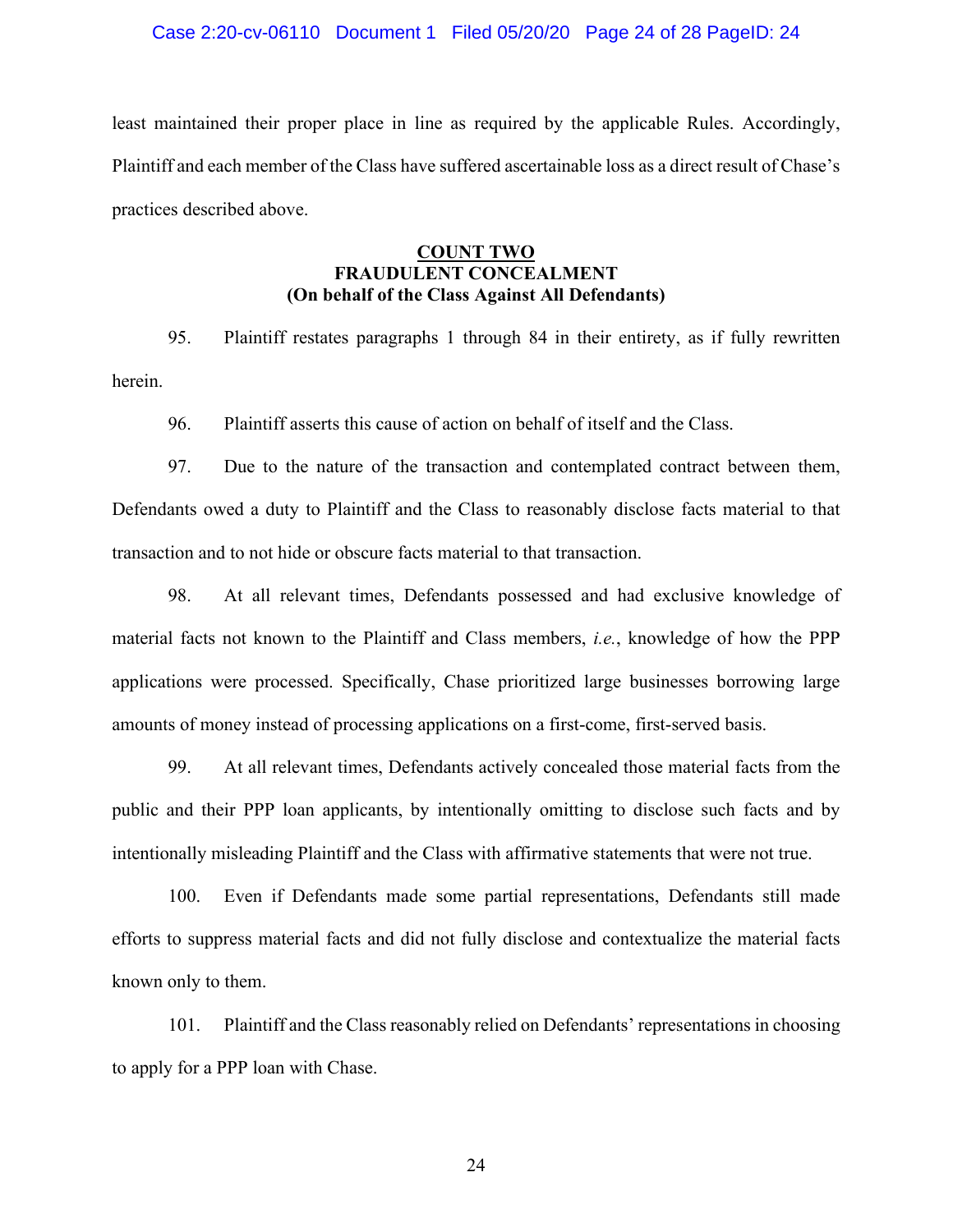least maintained their proper place in line as required by the applicable Rules. Accordingly, Plaintiff and each member of the Class have suffered ascertainable loss as a direct result of Chase's practices described above.

## COUNT TWO
## FRAUDULENT CONCEALMENT
## (On behalf of the Class Against All Defendants)

95. Plaintiff restates paragraphs 1 through 84 in their entirety, as if fully rewritten herein.

96. Plaintiff asserts this cause of action on behalf of itself and the Class.

97. Due to the nature of the transaction and contemplated contract between them, Defendants owed a duty to Plaintiff and the Class to reasonably disclose facts material to that transaction and to not hide or obscure facts material to that transaction.

98. At all relevant times, Defendants possessed and had exclusive knowledge of material facts not known to the Plaintiff and Class members, *i.e.*, knowledge of how the PPP applications were processed. Specifically, Chase prioritized large businesses borrowing large amounts of money instead of processing applications on a first-come, first-served basis.

99. At all relevant times, Defendants actively concealed those material facts from the public and their PPP loan applicants, by intentionally omitting to disclose such facts and by intentionally misleading Plaintiff and the Class with affirmative statements that were not true.

100. Even if Defendants made some partial representations, Defendants still made efforts to suppress material facts and did not fully disclose and contextualize the material facts known only to them.

101. Plaintiff and the Class reasonably relied on Defendants' representations in choosing to apply for a PPP loan with Chase.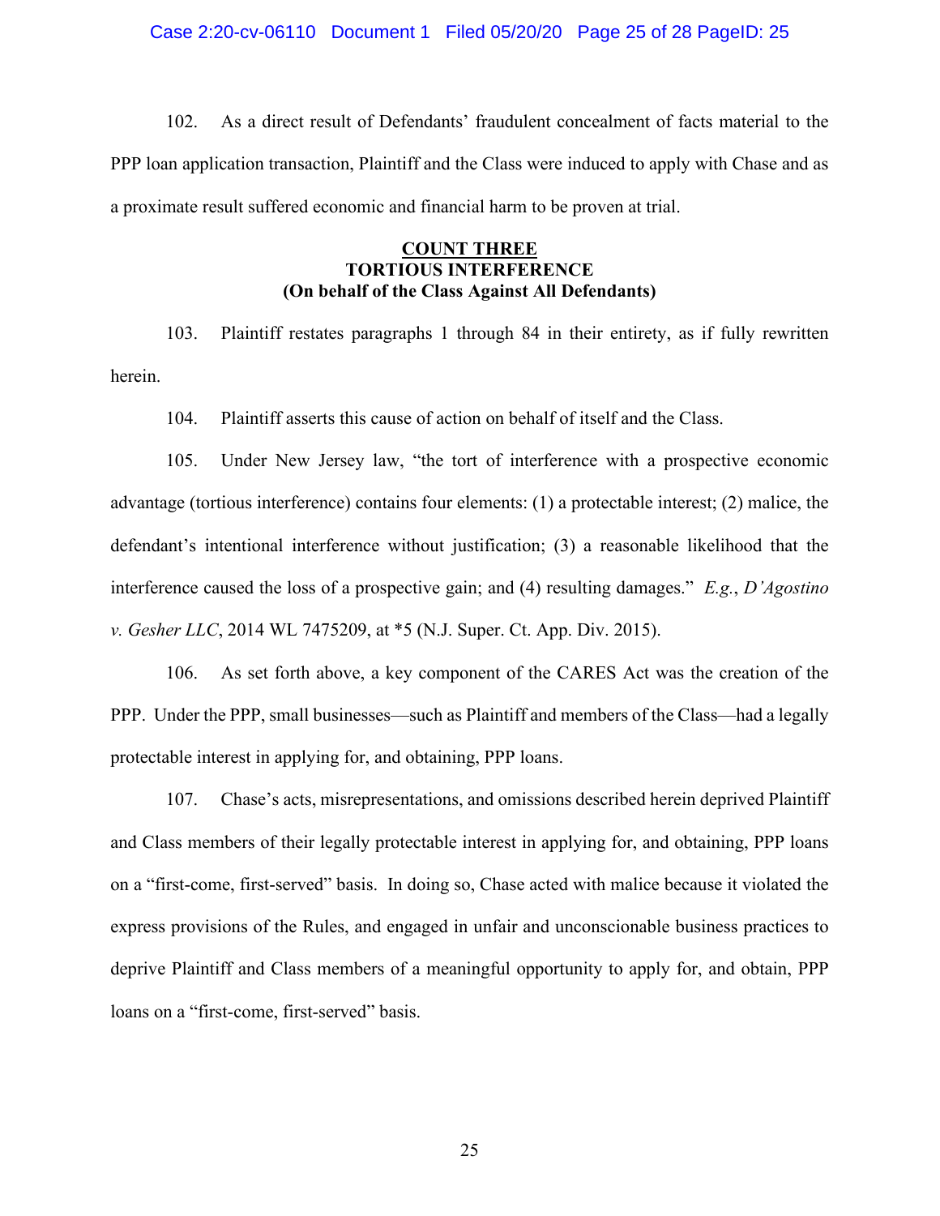102. As a direct result of Defendants' fraudulent concealment of facts material to the PPP loan application transaction, Plaintiff and the Class were induced to apply with Chase and as a proximate result suffered economic and financial harm to be proven at trial.

**<u>COUNT THREE</u>**
**TORTIOUS INTERFERENCE**
**(On behalf of the Class Against All Defendants)**

103. Plaintiff restates paragraphs 1 through 84 in their entirety, as if fully rewritten herein.

104. Plaintiff asserts this cause of action on behalf of itself and the Class.

105. Under New Jersey law, "the tort of interference with a prospective economic advantage (tortious interference) contains four elements: (1) a protectable interest; (2) malice, the defendant's intentional interference without justification; (3) a reasonable likelihood that the interference caused the loss of a prospective gain; and (4) resulting damages." *E.g.*, *D'Agostino v. Gesher LLC*, 2014 WL 7475209, at *5 (N.J. Super. Ct. App. Div. 2015).

106. As set forth above, a key component of the CARES Act was the creation of the PPP. Under the PPP, small businesses—such as Plaintiff and members of the Class—had a legally protectable interest in applying for, and obtaining, PPP loans.

107. Chase's acts, misrepresentations, and omissions described herein deprived Plaintiff and Class members of their legally protectable interest in applying for, and obtaining, PPP loans on a "first-come, first-served" basis. In doing so, Chase acted with malice because it violated the express provisions of the Rules, and engaged in unfair and unconscionable business practices to deprive Plaintiff and Class members of a meaningful opportunity to apply for, and obtain, PPP loans on a "first-come, first-served" basis.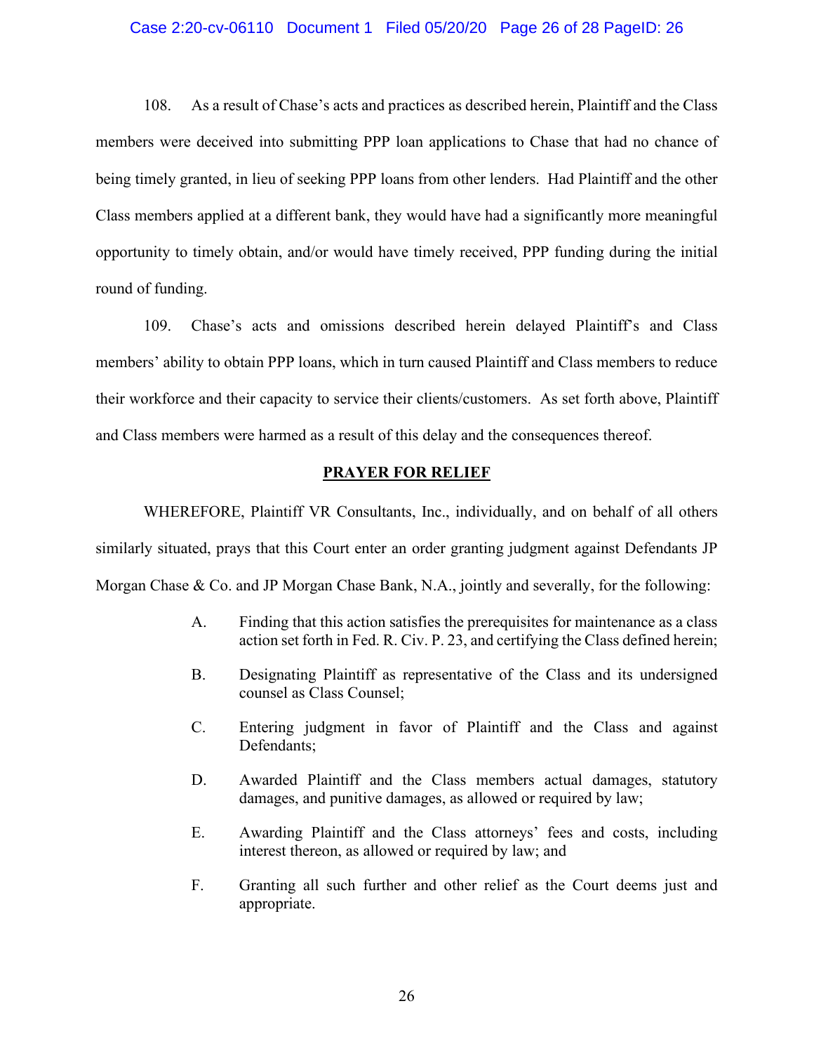108. As a result of Chase's acts and practices as described herein, Plaintiff and the Class members were deceived into submitting PPP loan applications to Chase that had no chance of being timely granted, in lieu of seeking PPP loans from other lenders. Had Plaintiff and the other Class members applied at a different bank, they would have had a significantly more meaningful opportunity to timely obtain, and/or would have timely received, PPP funding during the initial round of funding.

109. Chase's acts and omissions described herein delayed Plaintiff's and Class members' ability to obtain PPP loans, which in turn caused Plaintiff and Class members to reduce their workforce and their capacity to service their clients/customers. As set forth above, Plaintiff and Class members were harmed as a result of this delay and the consequences thereof.

## PRAYER FOR RELIEF

WHEREFORE, Plaintiff VR Consultants, Inc., individually, and on behalf of all others similarly situated, prays that this Court enter an order granting judgment against Defendants JP Morgan Chase & Co. and JP Morgan Chase Bank, N.A., jointly and severally, for the following:

A. Finding that this action satisfies the prerequisites for maintenance as a class action set forth in Fed. R. Civ. P. 23, and certifying the Class defined herein;

B. Designating Plaintiff as representative of the Class and its undersigned counsel as Class Counsel;

C. Entering judgment in favor of Plaintiff and the Class and against Defendants;

D. Awarded Plaintiff and the Class members actual damages, statutory damages, and punitive damages, as allowed or required by law;

E. Awarding Plaintiff and the Class attorneys' fees and costs, including interest thereon, as allowed or required by law; and

F. Granting all such further and other relief as the Court deems just and appropriate.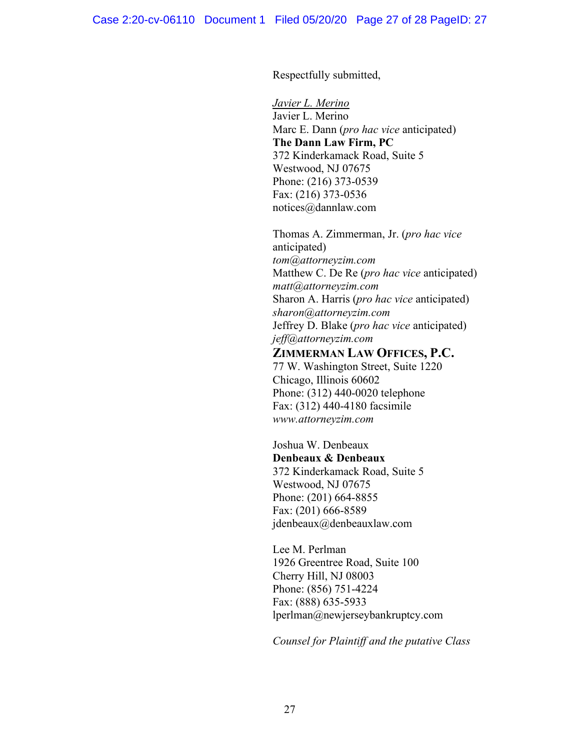Respectfully submitted,

*Javier L. Merino*
Javier L. Merino
Marc E. Dann (*pro hac vice* anticipated)
**The Dann Law Firm, PC**
372 Kinderkamack Road, Suite 5
Westwood, NJ 07675
Phone: (216) 373-0539
Fax: (216) 373-0536
notices@dannlaw.com

Thomas A. Zimmerman, Jr. (*pro hac vice* anticipated)
*tom@attorneyzim.com*
Matthew C. De Re (*pro hac vice* anticipated)
*matt@attorneyzim.com*
Sharon A. Harris (*pro hac vice* anticipated)
*sharon@attorneyzim.com*
Jeffrey D. Blake (*pro hac vice* anticipated)
*jeff@attorneyzim.com*
**ZIMMERMAN LAW OFFICES, P.C.**
77 W. Washington Street, Suite 1220
Chicago, Illinois 60602
Phone: (312) 440-0020 telephone
Fax: (312) 440-4180 facsimile
*www.attorneyzim.com*

Joshua W. Denbeaux
**Denbeaux & Denbeaux**
372 Kinderkamack Road, Suite 5
Westwood, NJ 07675
Phone: (201) 664-8855
Fax: (201) 666-8589
jdenbeaux@denbeauxlaw.com

Lee M. Perlman
1926 Greentree Road, Suite 100
Cherry Hill, NJ 08003
Phone: (856) 751-4224
Fax: (888) 635-5933
lperlman@newjerseybankruptcy.com

*Counsel for Plaintiff and the putative Class*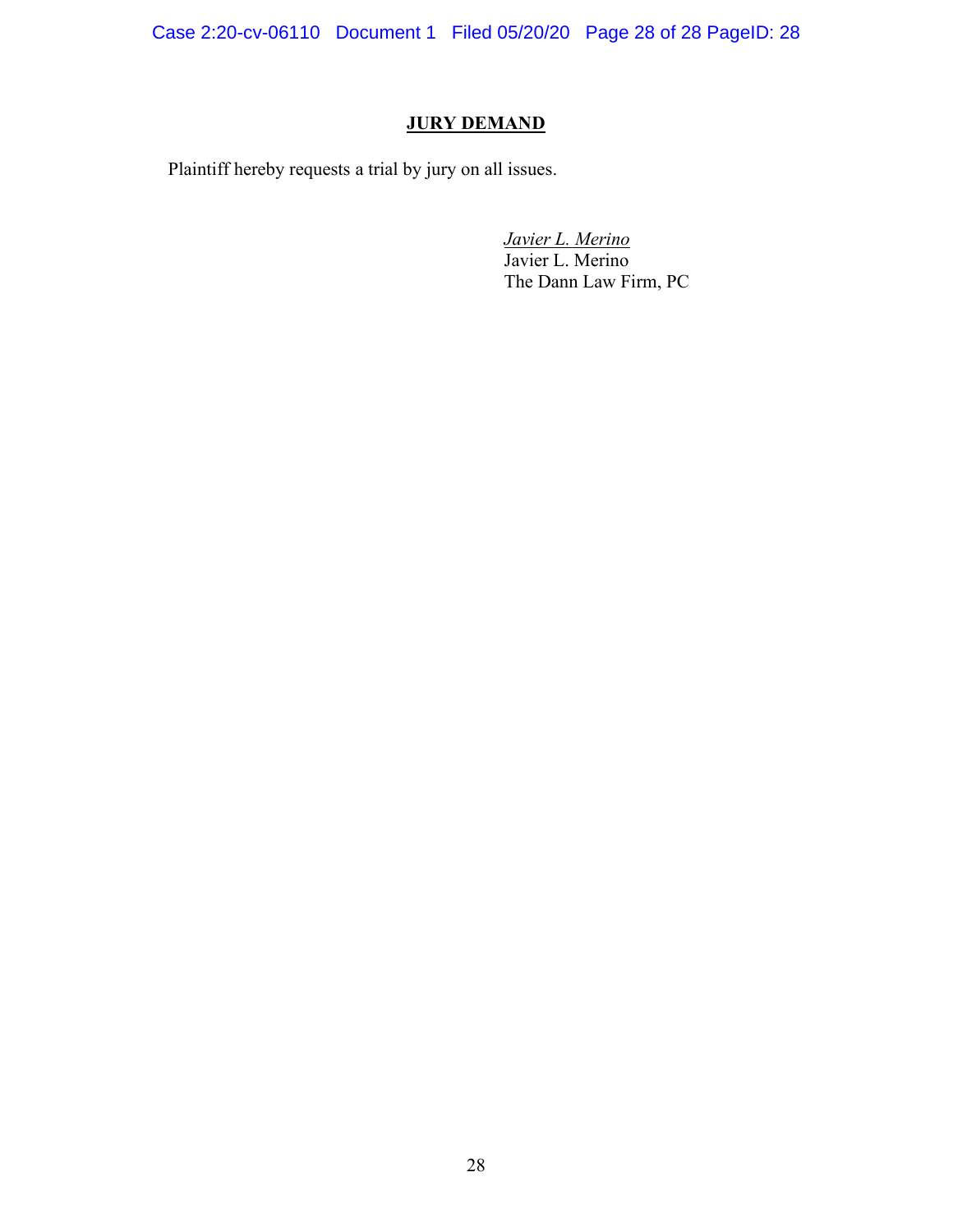**JURY DEMAND**

Plaintiff hereby requests a trial by jury on all issues.

*Javier L. Merino*
Javier L. Merino
The Dann Law Firm, PC